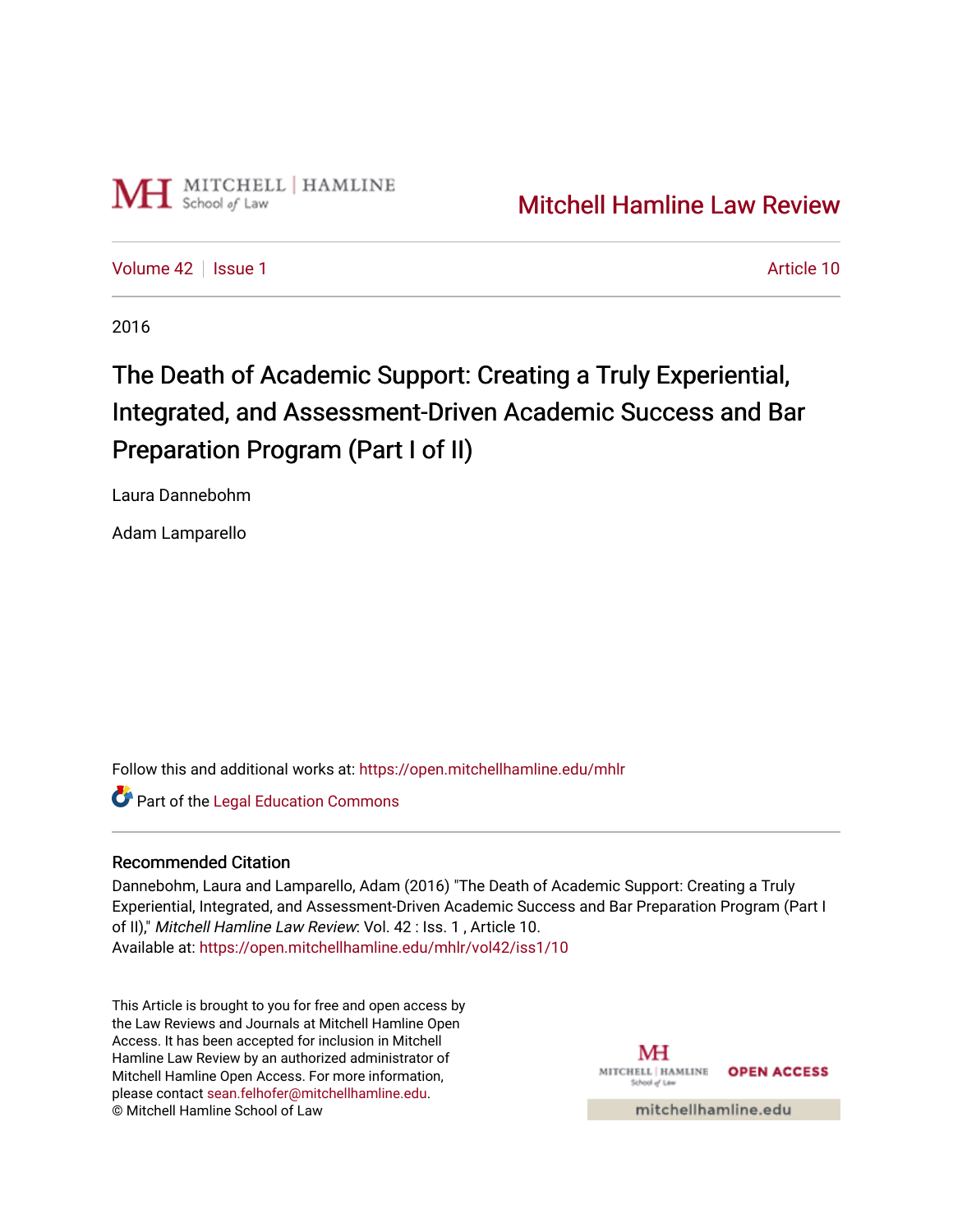Mitchell Hamline Law Review

Volume 42 | Issue 1 | Article 10

2016

# The Death of Academic Support: Creating a Truly Experiential, Integrated, and Assessment-Driven Academic Success and Bar Preparation Program (Part I of II)

Laura Dannebohm

Adam Lamparello

Follow this and additional works at: https://open.mitchellhamline.edu/mhlr

Part of the Legal Education Commons

## Recommended Citation

Dannebohm, Laura and Lamparello, Adam (2016) "The Death of Academic Support: Creating a Truly Experiential, Integrated, and Assessment-Driven Academic Success and Bar Preparation Program (Part I of II)," *Mitchell Hamline Law Review*: Vol. 42 : Iss. 1 , Article 10.
Available at: https://open.mitchellhamline.edu/mhlr/vol42/iss1/10

This Article is brought to you for free and open access by the Law Reviews and Journals at Mitchell Hamline Open Access. It has been accepted for inclusion in Mitchell Hamline Law Review by an authorized administrator of Mitchell Hamline Open Access. For more information, please contact sean.felhofer@mitchellhamline.edu.
© Mitchell Hamline School of Law

OPEN ACCESS

mitchellhamline.edu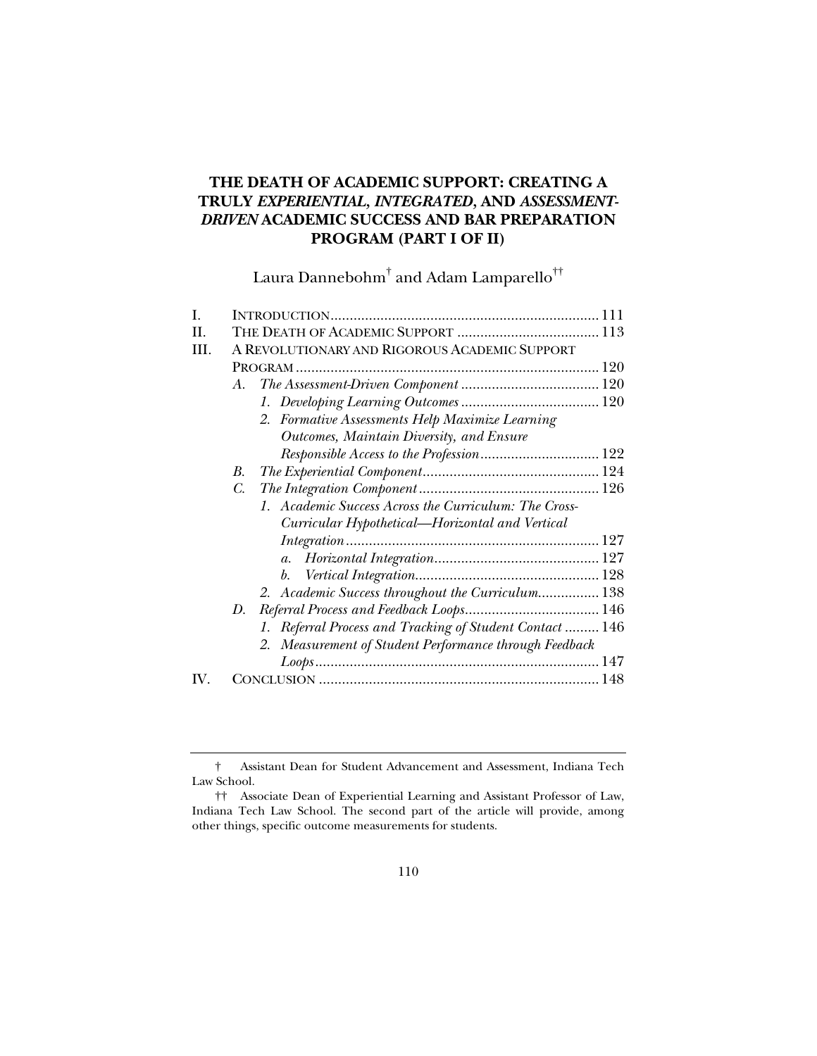# THE DEATH OF ACADEMIC SUPPORT: CREATING A TRULY *EXPERIENTIAL*, *INTEGRATED*, AND *ASSESSMENT-DRIVEN* ACADEMIC SUCCESS AND BAR PREPARATION PROGRAM (PART I OF II)

Laura Dannebohm[†] and Adam Lamparello[††]

I. INTRODUCTION .......... 111
II. THE DEATH OF ACADEMIC SUPPORT .......... 113
III. A REVOLUTIONARY AND RIGOROUS ACADEMIC SUPPORT PROGRAM .......... 120
  A. *The Assessment-Driven Component* .......... 120
    1. *Developing Learning Outcomes* .......... 120
    2. *Formative Assessments Help Maximize Learning Outcomes, Maintain Diversity, and Ensure Responsible Access to the Profession* .......... 122
  B. *The Experiential Component* .......... 124
  C. *The Integration Component* .......... 126
    1. *Academic Success Across the Curriculum: The Cross-Curricular Hypothetical—Horizontal and Vertical Integration* .......... 127
      a. *Horizontal Integration* .......... 127
      b. *Vertical Integration* .......... 128
    2. *Academic Success throughout the Curriculum* .......... 138
  D. *Referral Process and Feedback Loops* .......... 146
    1. *Referral Process and Tracking of Student Contact* .......... 146
    2. *Measurement of Student Performance through Feedback Loops* .......... 147
IV. CONCLUSION .......... 148

---

† Assistant Dean for Student Advancement and Assessment, Indiana Tech Law School.

†† Associate Dean of Experiential Learning and Assistant Professor of Law, Indiana Tech Law School. The second part of the article will provide, among other things, specific outcome measurements for students.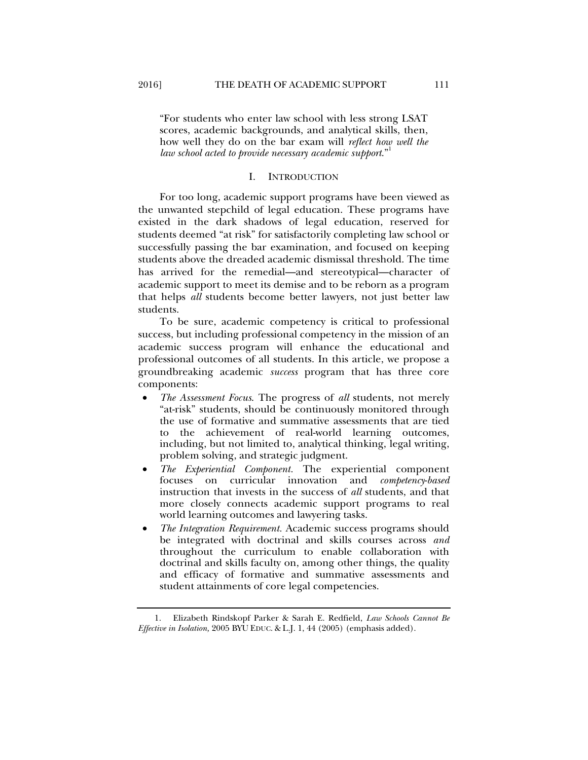"For students who enter law school with less strong LSAT scores, academic backgrounds, and analytical skills, then, how well they do on the bar exam will *reflect how well the law school acted to provide necessary academic support*."[1]

## I. INTRODUCTION

For too long, academic support programs have been viewed as the unwanted stepchild of legal education. These programs have existed in the dark shadows of legal education, reserved for students deemed "at risk" for satisfactorily completing law school or successfully passing the bar examination, and focused on keeping students above the dreaded academic dismissal threshold. The time has arrived for the remedial—and stereotypical—character of academic support to meet its demise and to be reborn as a program that helps *all* students become better lawyers, not just better law students.

To be sure, academic competency is critical to professional success, but including professional competency in the mission of an academic success program will enhance the educational and professional outcomes of all students. In this article, we propose a groundbreaking academic *success* program that has three core components:

- *The Assessment Focus*. The progress of *all* students, not merely "at-risk" students, should be continuously monitored through the use of formative and summative assessments that are tied to the achievement of real-world learning outcomes, including, but not limited to, analytical thinking, legal writing, problem solving, and strategic judgment.
- *The Experiential Component*. The experiential component focuses on curricular innovation and *competency-based* instruction that invests in the success of *all* students, and that more closely connects academic support programs to real world learning outcomes and lawyering tasks.
- *The Integration Requirement*. Academic success programs should be integrated with doctrinal and skills courses across *and* throughout the curriculum to enable collaboration with doctrinal and skills faculty on, among other things, the quality and efficacy of formative and summative assessments and student attainments of core legal competencies.

---

1. Elizabeth Rindskopf Parker & Sarah E. Redfield, *Law Schools Cannot Be Effective in Isolation,* 2005 BYU EDUC. & L.J. 1, 44 (2005) (emphasis added).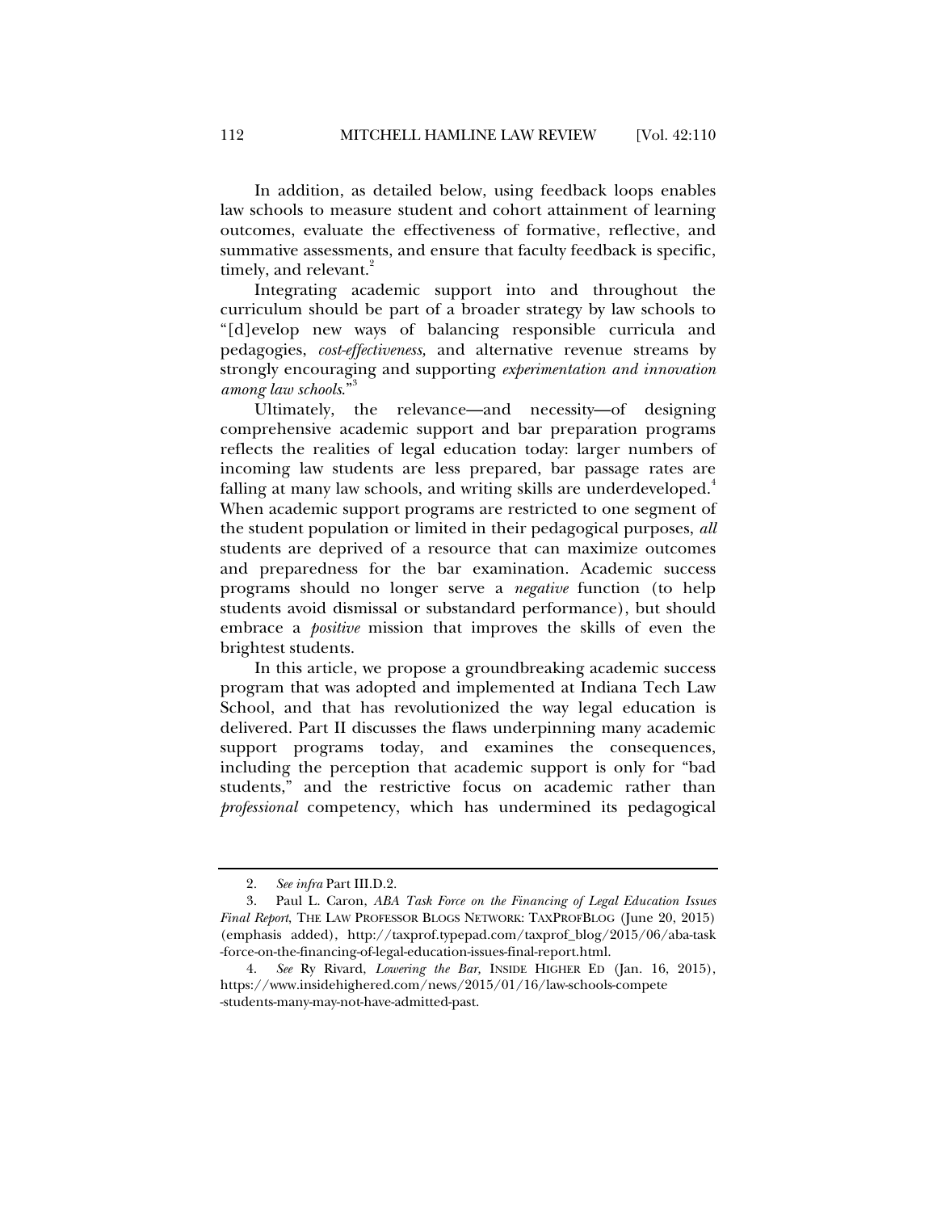In addition, as detailed below, using feedback loops enables law schools to measure student and cohort attainment of learning outcomes, evaluate the effectiveness of formative, reflective, and summative assessments, and ensure that faculty feedback is specific, timely, and relevant.[2]

Integrating academic support into and throughout the curriculum should be part of a broader strategy by law schools to "[d]evelop new ways of balancing responsible curricula and pedagogies, *cost-effectiveness,* and alternative revenue streams by strongly encouraging and supporting *experimentation and innovation among law schools*."[3]

Ultimately, the relevance—and necessity—of designing comprehensive academic support and bar preparation programs reflects the realities of legal education today: larger numbers of incoming law students are less prepared, bar passage rates are falling at many law schools, and writing skills are underdeveloped.[4] When academic support programs are restricted to one segment of the student population or limited in their pedagogical purposes, *all* students are deprived of a resource that can maximize outcomes and preparedness for the bar examination. Academic success programs should no longer serve a *negative* function (to help students avoid dismissal or substandard performance), but should embrace a *positive* mission that improves the skills of even the brightest students.

In this article, we propose a groundbreaking academic success program that was adopted and implemented at Indiana Tech Law School, and that has revolutionized the way legal education is delivered. Part II discusses the flaws underpinning many academic support programs today, and examines the consequences, including the perception that academic support is only for "bad students," and the restrictive focus on academic rather than *professional* competency, which has undermined its pedagogical

---

2. *See infra* Part III.D.2.

3. Paul L. Caron, *ABA Task Force on the Financing of Legal Education Issues Final Report*, THE LAW PROFESSOR BLOGS NETWORK: TAXPROFBLOG (June 20, 2015) (emphasis added), http://taxprof.typepad.com/taxprof_blog/2015/06/aba-task-force-on-the-financing-of-legal-education-issues-final-report.html.

4. *See* Ry Rivard, *Lowering the Bar,* INSIDE HIGHER ED (Jan. 16, 2015), https://www.insidehighered.com/news/2015/01/16/law-schools-compete-students-many-may-not-have-admitted-past.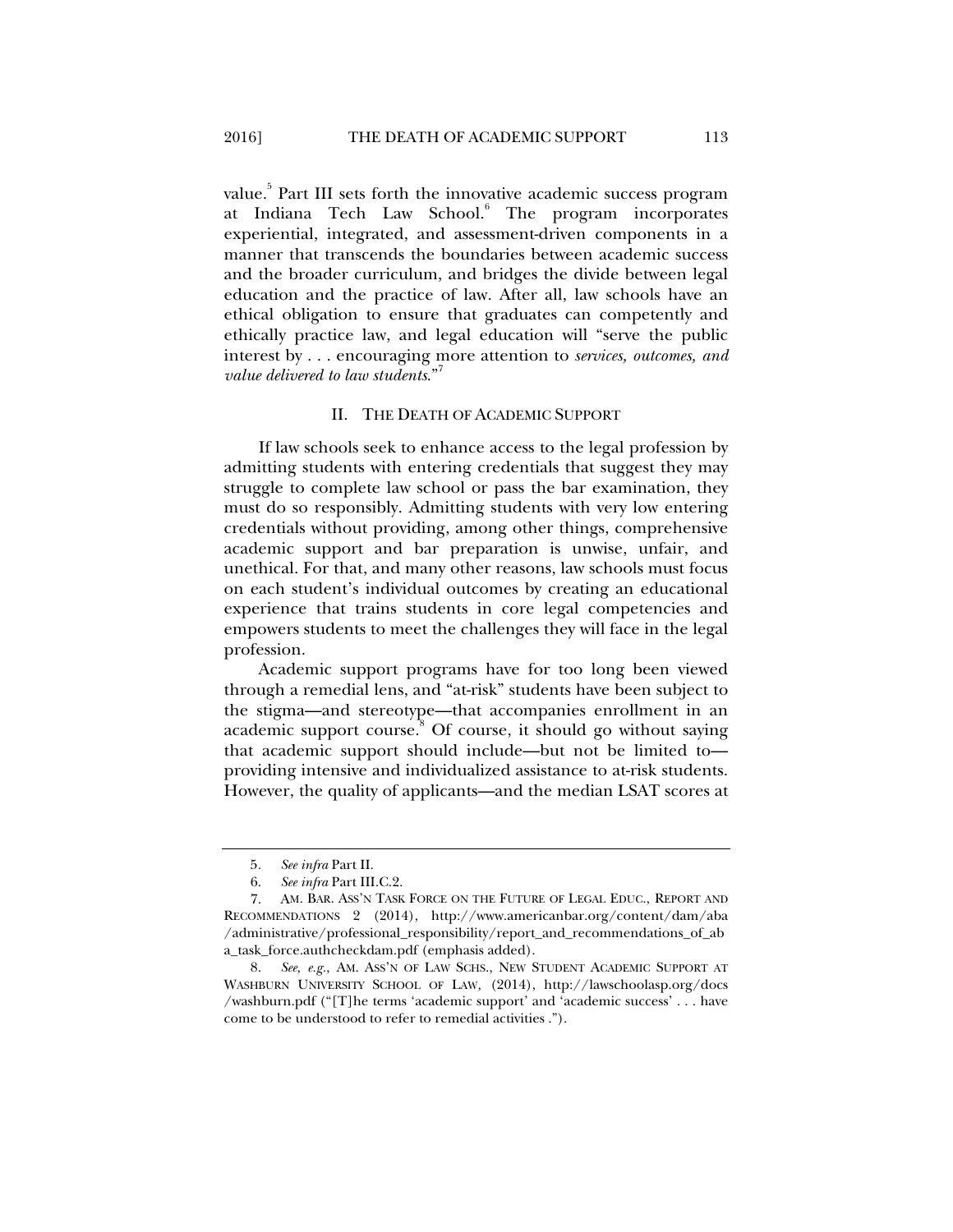value.[5] Part III sets forth the innovative academic success program at Indiana Tech Law School.[6] The program incorporates experiential, integrated, and assessment-driven components in a manner that transcends the boundaries between academic success and the broader curriculum, and bridges the divide between legal education and the practice of law. After all, law schools have an ethical obligation to ensure that graduates can competently and ethically practice law, and legal education will "serve the public interest by . . . encouraging more attention to *services, outcomes, and value delivered to law students*."[7]

## II. The Death of Academic Support

If law schools seek to enhance access to the legal profession by admitting students with entering credentials that suggest they may struggle to complete law school or pass the bar examination, they must do so responsibly. Admitting students with very low entering credentials without providing, among other things, comprehensive academic support and bar preparation is unwise, unfair, and unethical. For that, and many other reasons, law schools must focus on each student's individual outcomes by creating an educational experience that trains students in core legal competencies and empowers students to meet the challenges they will face in the legal profession.

Academic support programs have for too long been viewed through a remedial lens, and "at-risk" students have been subject to the stigma—and stereotype—that accompanies enrollment in an academic support course.[8] Of course, it should go without saying that academic support should include—but not be limited to—providing intensive and individualized assistance to at-risk students. However, the quality of applicants—and the median LSAT scores at

---

5. *See infra* Part II.

6. *See infra* Part III.C.2.

7. Am. Bar. Ass'n Task Force on the Future of Legal Educ., Report and Recommendations 2 (2014), http://www.americanbar.org/content/dam/aba/administrative/professional_responsibility/report_and_recommendations_of_aba_task_force.authcheckdam.pdf (emphasis added).

8. *See, e.g.*, Am. Ass'n of Law Schs., New Student Academic Support at Washburn University School of Law, (2014), http://lawschoolasp.org/docs/washburn.pdf ("[T]he terms 'academic support' and 'academic success' . . . have come to be understood to refer to remedial activities .").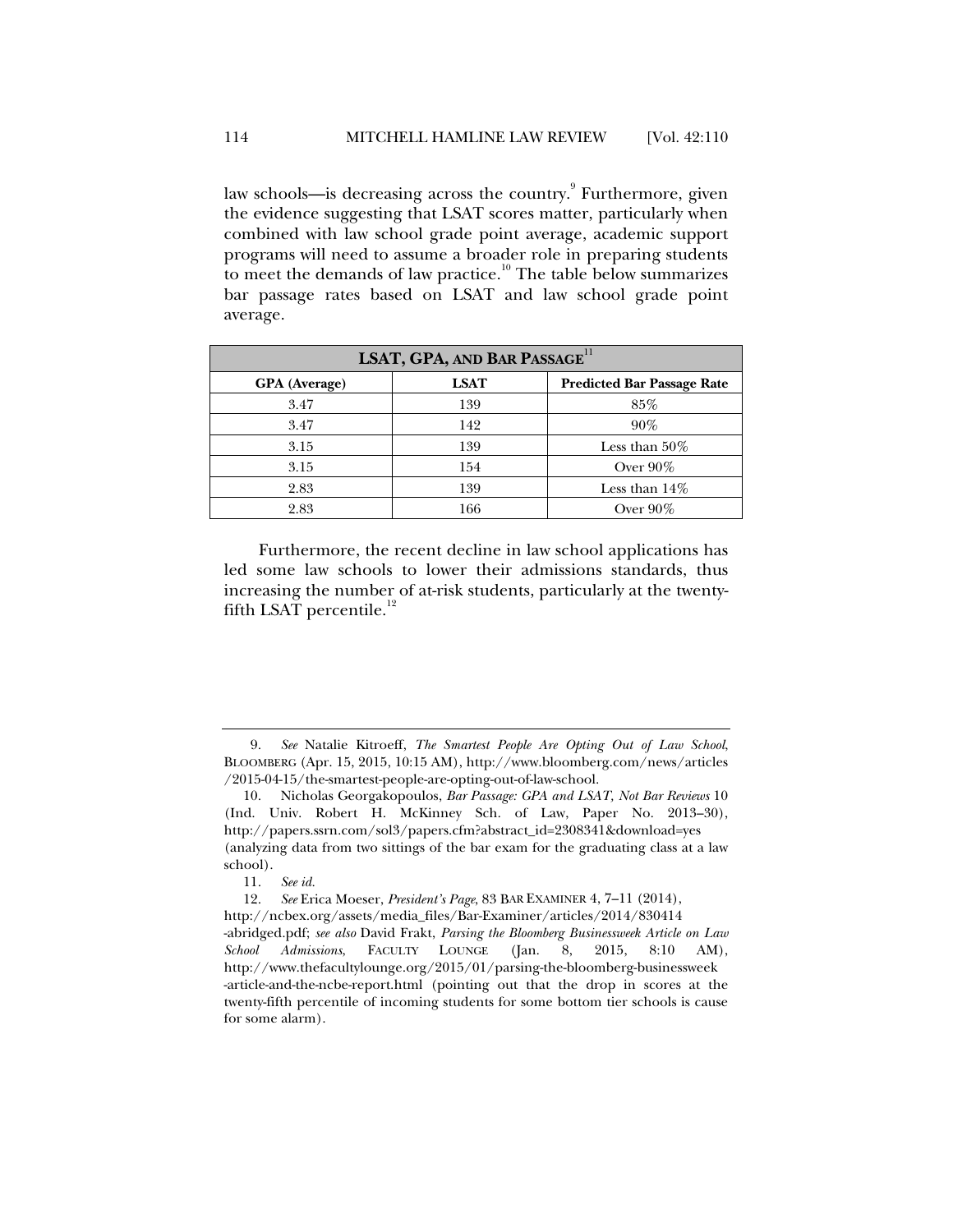law schools—is decreasing across the country.[9] Furthermore, given the evidence suggesting that LSAT scores matter, particularly when combined with law school grade point average, academic support programs will need to assume a broader role in preparing students to meet the demands of law practice.[10] The table below summarizes bar passage rates based on LSAT and law school grade point average.

| **LSAT, GPA, AND BAR PASSAGE**[11] | | |
|---|---|---|
| **GPA (Average)** | **LSAT** | **Predicted Bar Passage Rate** |
| 3.47 | 139 | 85% |
| 3.47 | 142 | 90% |
| 3.15 | 139 | Less than 50% |
| 3.15 | 154 | Over 90% |
| 2.83 | 139 | Less than 14% |
| 2.83 | 166 | Over 90% |

Furthermore, the recent decline in law school applications has led some law schools to lower their admissions standards, thus increasing the number of at-risk students, particularly at the twenty-fifth LSAT percentile.[12]

---

9. *See* Natalie Kitroeff, *The Smartest People Are Opting Out of Law School*, BLOOMBERG (Apr. 15, 2015, 10:15 AM), http://www.bloomberg.com/news/articles/2015-04-15/the-smartest-people-are-opting-out-of-law-school.

10. Nicholas Georgakopoulos, *Bar Passage: GPA and LSAT, Not Bar Reviews* 10 (Ind. Univ. Robert H. McKinney Sch. of Law, Paper No. 2013–30), http://papers.ssrn.com/sol3/papers.cfm?abstract_id=2308341&download=yes (analyzing data from two sittings of the bar exam for the graduating class at a law school).

11. *See id.*

12. *See* Erica Moeser, *President's Page*, 83 BAR EXAMINER 4, 7–11 (2014), http://ncbex.org/assets/media_files/Bar-Examiner/articles/2014/830414-abridged.pdf; *see also* David Frakt, *Parsing the Bloomberg Businessweek Article on Law School Admissions*, FACULTY LOUNGE (Jan. 8, 2015, 8:10 AM), http://www.thefacultylounge.org/2015/01/parsing-the-bloomberg-businessweek-article-and-the-ncbe-report.html (pointing out that the drop in scores at the twenty-fifth percentile of incoming students for some bottom tier schools is cause for some alarm).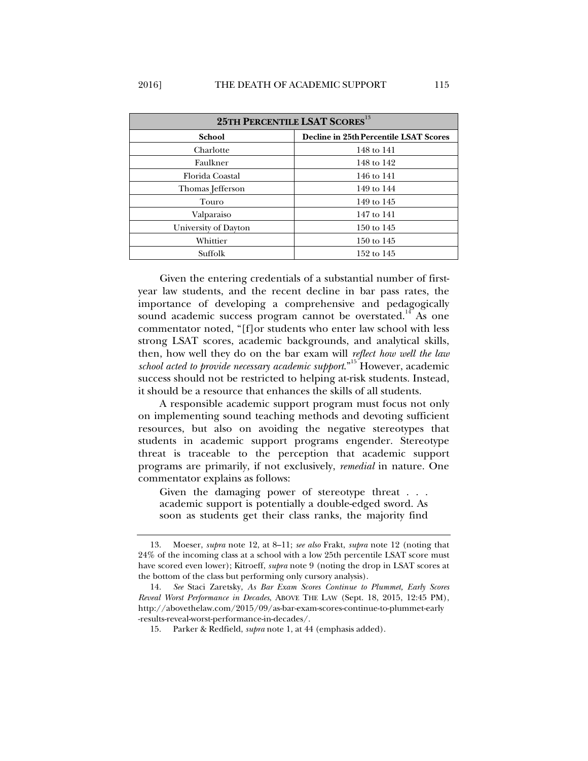| **25TH PERCENTILE LSAT SCORES**[13] | |
|---|---|
| **School** | **Decline in 25th Percentile LSAT Scores** |
| Charlotte | 148 to 141 |
| Faulkner | 148 to 142 |
| Florida Coastal | 146 to 141 |
| Thomas Jefferson | 149 to 144 |
| Touro | 149 to 145 |
| Valparaiso | 147 to 141 |
| University of Dayton | 150 to 145 |
| Whittier | 150 to 145 |
| Suffolk | 152 to 145 |

Given the entering credentials of a substantial number of first-year law students, and the recent decline in bar pass rates, the importance of developing a comprehensive and pedagogically sound academic success program cannot be overstated.[14] As one commentator noted, "[f]or students who enter law school with less strong LSAT scores, academic backgrounds, and analytical skills, then, how well they do on the bar exam will *reflect how well the law school acted to provide necessary academic support*."[15] However, academic success should not be restricted to helping at-risk students. Instead, it should be a resource that enhances the skills of all students.

A responsible academic support program must focus not only on implementing sound teaching methods and devoting sufficient resources, but also on avoiding the negative stereotypes that students in academic support programs engender. Stereotype threat is traceable to the perception that academic support programs are primarily, if not exclusively, *remedial* in nature. One commentator explains as follows:

> Given the damaging power of stereotype threat . . . academic support is potentially a double-edged sword. As soon as students get their class ranks, the majority find

---

13. Moeser, *supra* note 12, at 8–11; *see also* Frakt, *supra* note 12 (noting that 24% of the incoming class at a school with a low 25th percentile LSAT score must have scored even lower); Kitroeff, *supra* note 9 (noting the drop in LSAT scores at the bottom of the class but performing only cursory analysis).

14. *See* Staci Zaretsky, *As Bar Exam Scores Continue to Plummet, Early Scores Reveal Worst Performance in Decades*, ABOVE THE LAW (Sept. 18, 2015, 12:45 PM), http://abovethelaw.com/2015/09/as-bar-exam-scores-continue-to-plummet-early-results-reveal-worst-performance-in-decades/.

15. Parker & Redfield, *supra* note 1, at 44 (emphasis added).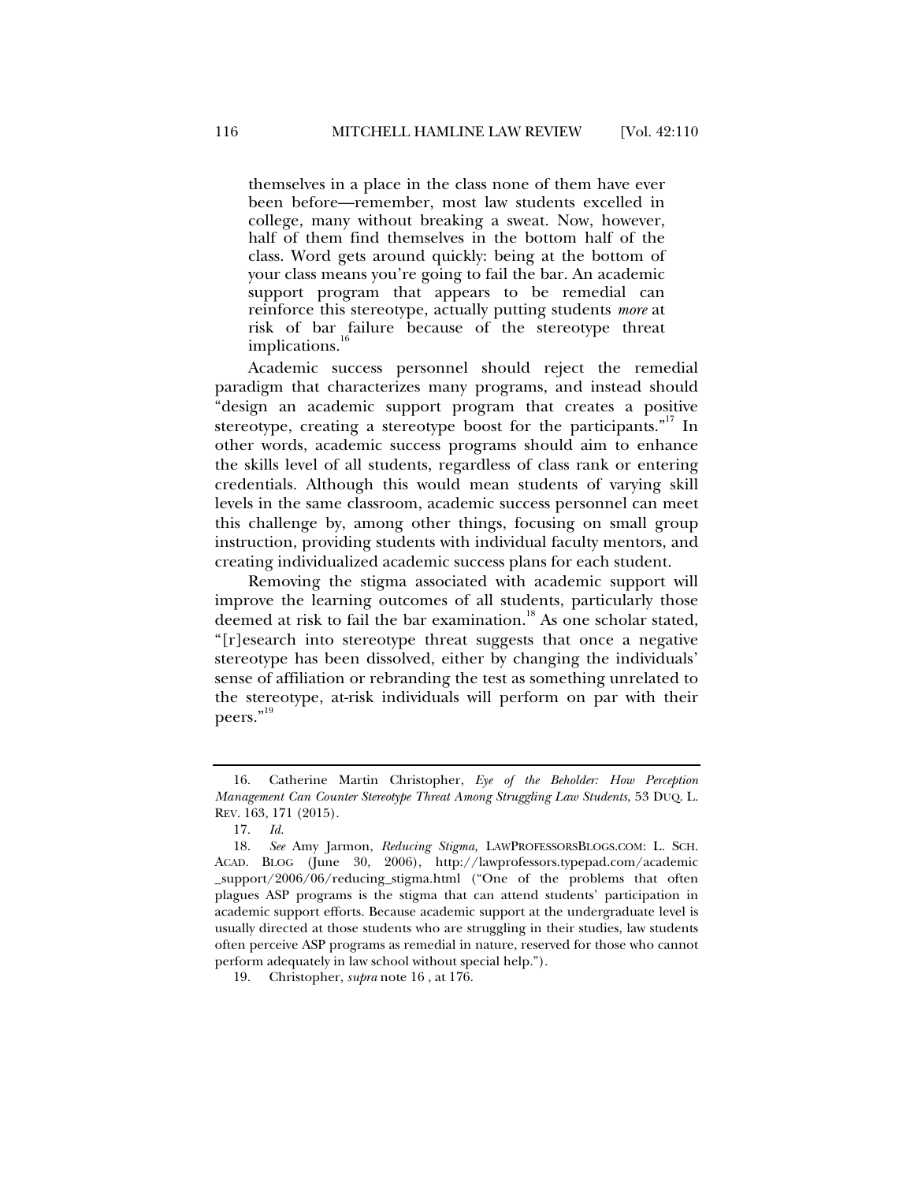> themselves in a place in the class none of them have ever been before—remember, most law students excelled in college, many without breaking a sweat. Now, however, half of them find themselves in the bottom half of the class. Word gets around quickly: being at the bottom of your class means you're going to fail the bar. An academic support program that appears to be remedial can reinforce this stereotype, actually putting students *more* at risk of bar failure because of the stereotype threat implications.[16]

Academic success personnel should reject the remedial paradigm that characterizes many programs, and instead should "design an academic support program that creates a positive stereotype, creating a stereotype boost for the participants."[17] In other words, academic success programs should aim to enhance the skills level of all students, regardless of class rank or entering credentials. Although this would mean students of varying skill levels in the same classroom, academic success personnel can meet this challenge by, among other things, focusing on small group instruction, providing students with individual faculty mentors, and creating individualized academic success plans for each student.

Removing the stigma associated with academic support will improve the learning outcomes of all students, particularly those deemed at risk to fail the bar examination.[18] As one scholar stated, "[r]esearch into stereotype threat suggests that once a negative stereotype has been dissolved, either by changing the individuals' sense of affiliation or rebranding the test as something unrelated to the stereotype, at-risk individuals will perform on par with their peers."[19]

---

16. Catherine Martin Christopher, *Eye of the Beholder: How Perception Management Can Counter Stereotype Threat Among Struggling Law Students*, 53 DUQ. L. REV. 163, 171 (2015).

17. *Id.*

18. *See* Amy Jarmon, *Reducing Stigma,* LAWPROFESSORSBLOGS.COM: L. SCH. ACAD. BLOG (June 30, 2006), http://lawprofessors.typepad.com/academic_support/2006/06/reducing_stigma.html ("One of the problems that often plagues ASP programs is the stigma that can attend students' participation in academic support efforts. Because academic support at the undergraduate level is usually directed at those students who are struggling in their studies, law students often perceive ASP programs as remedial in nature, reserved for those who cannot perform adequately in law school without special help.").

19. Christopher, *supra* note 16 , at 176.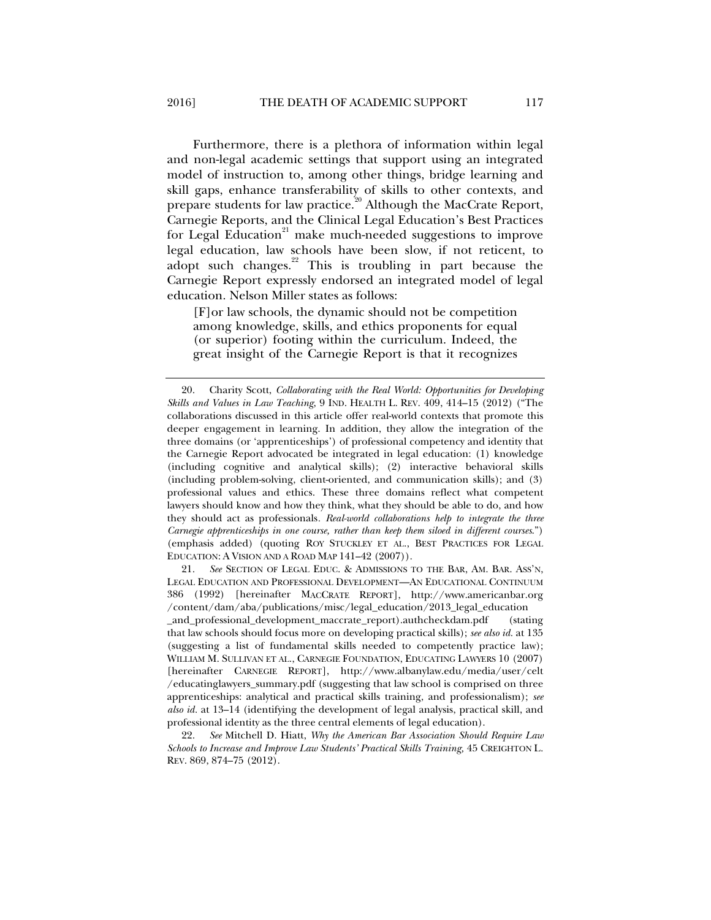Furthermore, there is a plethora of information within legal and non-legal academic settings that support using an integrated model of instruction to, among other things, bridge learning and skill gaps, enhance transferability of skills to other contexts, and prepare students for law practice.[20] Although the MacCrate Report, Carnegie Reports, and the Clinical Legal Education's Best Practices for Legal Education[21] make much-needed suggestions to improve legal education, law schools have been slow, if not reticent, to adopt such changes.[22] This is troubling in part because the Carnegie Report expressly endorsed an integrated model of legal education. Nelson Miller states as follows:

> [F]or law schools, the dynamic should not be competition among knowledge, skills, and ethics proponents for equal (or superior) footing within the curriculum. Indeed, the great insight of the Carnegie Report is that it recognizes

---

20. Charity Scott, *Collaborating with the Real World: Opportunities for Developing Skills and Values in Law Teaching*, 9 IND. HEALTH L. REV. 409, 414–15 (2012) ("The collaborations discussed in this article offer real-world contexts that promote this deeper engagement in learning. In addition, they allow the integration of the three domains (or 'apprenticeships') of professional competency and identity that the Carnegie Report advocated be integrated in legal education: (1) knowledge (including cognitive and analytical skills); (2) interactive behavioral skills (including problem-solving, client-oriented, and communication skills); and (3) professional values and ethics. These three domains reflect what competent lawyers should know and how they think, what they should be able to do, and how they should act as professionals. *Real-world collaborations help to integrate the three Carnegie apprenticeships in one course, rather than keep them siloed in different courses*.") (emphasis added) (quoting ROY STUCKLEY ET AL., BEST PRACTICES FOR LEGAL EDUCATION: A VISION AND A ROAD MAP 141–42 (2007)).

21. *See* SECTION OF LEGAL EDUC. & ADMISSIONS TO THE BAR, AM. BAR. ASS'N, LEGAL EDUCATION AND PROFESSIONAL DEVELOPMENT—AN EDUCATIONAL CONTINUUM 386 (1992) [hereinafter MACCRATE REPORT], http://www.americanbar.org/content/dam/aba/publications/misc/legal_education/2013_legal_education_and_professional_development_maccrate_report).authcheckdam.pdf (stating that law schools should focus more on developing practical skills); *see also id.* at 135 (suggesting a list of fundamental skills needed to competently practice law); WILLIAM M. SULLIVAN ET AL., CARNEGIE FOUNDATION, EDUCATING LAWYERS 10 (2007) [hereinafter CARNEGIE REPORT], http://www.albanylaw.edu/media/user/celt/educatinglawyers_summary.pdf (suggesting that law school is comprised on three apprenticeships: analytical and practical skills training, and professionalism); *see also id.* at 13–14 (identifying the development of legal analysis, practical skill, and professional identity as the three central elements of legal education).

22. *See* Mitchell D. Hiatt, *Why the American Bar Association Should Require Law Schools to Increase and Improve Law Students' Practical Skills Training*, 45 CREIGHTON L. REV. 869, 874–75 (2012).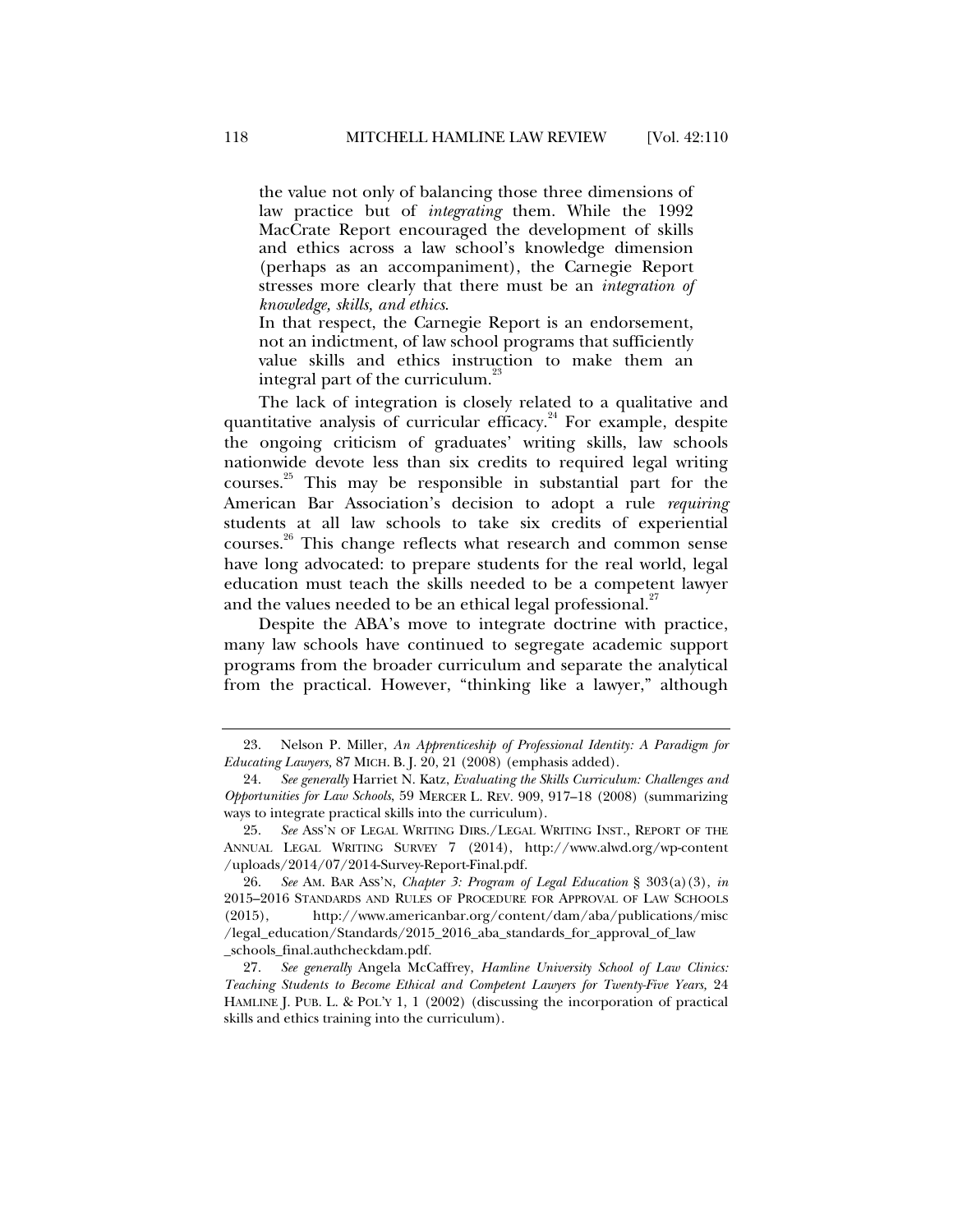> the value not only of balancing those three dimensions of law practice but of *integrating* them. While the 1992 MacCrate Report encouraged the development of skills and ethics across a law school's knowledge dimension (perhaps as an accompaniment), the Carnegie Report stresses more clearly that there must be an *integration of knowledge, skills, and ethics*.
>
> In that respect, the Carnegie Report is an endorsement, not an indictment, of law school programs that sufficiently value skills and ethics instruction to make them an integral part of the curriculum.[23]

The lack of integration is closely related to a qualitative and quantitative analysis of curricular efficacy.[24] For example, despite the ongoing criticism of graduates' writing skills, law schools nationwide devote less than six credits to required legal writing courses.[25] This may be responsible in substantial part for the American Bar Association's decision to adopt a rule *requiring* students at all law schools to take six credits of experiential courses.[26] This change reflects what research and common sense have long advocated: to prepare students for the real world, legal education must teach the skills needed to be a competent lawyer and the values needed to be an ethical legal professional.[27]

Despite the ABA's move to integrate doctrine with practice, many law schools have continued to segregate academic support programs from the broader curriculum and separate the analytical from the practical. However, "thinking like a lawyer," although

---

23. Nelson P. Miller, *An Apprenticeship of Professional Identity: A Paradigm for Educating Lawyers*, 87 MICH. B. J. 20, 21 (2008) (emphasis added).

24. *See generally* Harriet N. Katz, *Evaluating the Skills Curriculum: Challenges and Opportunities for Law Schools*, 59 MERCER L. REV. 909, 917–18 (2008) (summarizing ways to integrate practical skills into the curriculum).

25. *See* ASS'N OF LEGAL WRITING DIRS./LEGAL WRITING INST., REPORT OF THE ANNUAL LEGAL WRITING SURVEY 7 (2014), http://www.alwd.org/wp-content/uploads/2014/07/2014-Survey-Report-Final.pdf.

26. *See* AM. BAR ASS'N, *Chapter 3: Program of Legal Education* § 303(a)(3), *in* 2015–2016 STANDARDS AND RULES OF PROCEDURE FOR APPROVAL OF LAW SCHOOLS (2015), http://www.americanbar.org/content/dam/aba/publications/misc/legal_education/Standards/2015_2016_aba_standards_for_approval_of_law_schools_final.authcheckdam.pdf.

27. *See generally* Angela McCaffrey, *Hamline University School of Law Clinics: Teaching Students to Become Ethical and Competent Lawyers for Twenty-Five Years*, 24 HAMLINE J. PUB. L. & POL'Y 1, 1 (2002) (discussing the incorporation of practical skills and ethics training into the curriculum).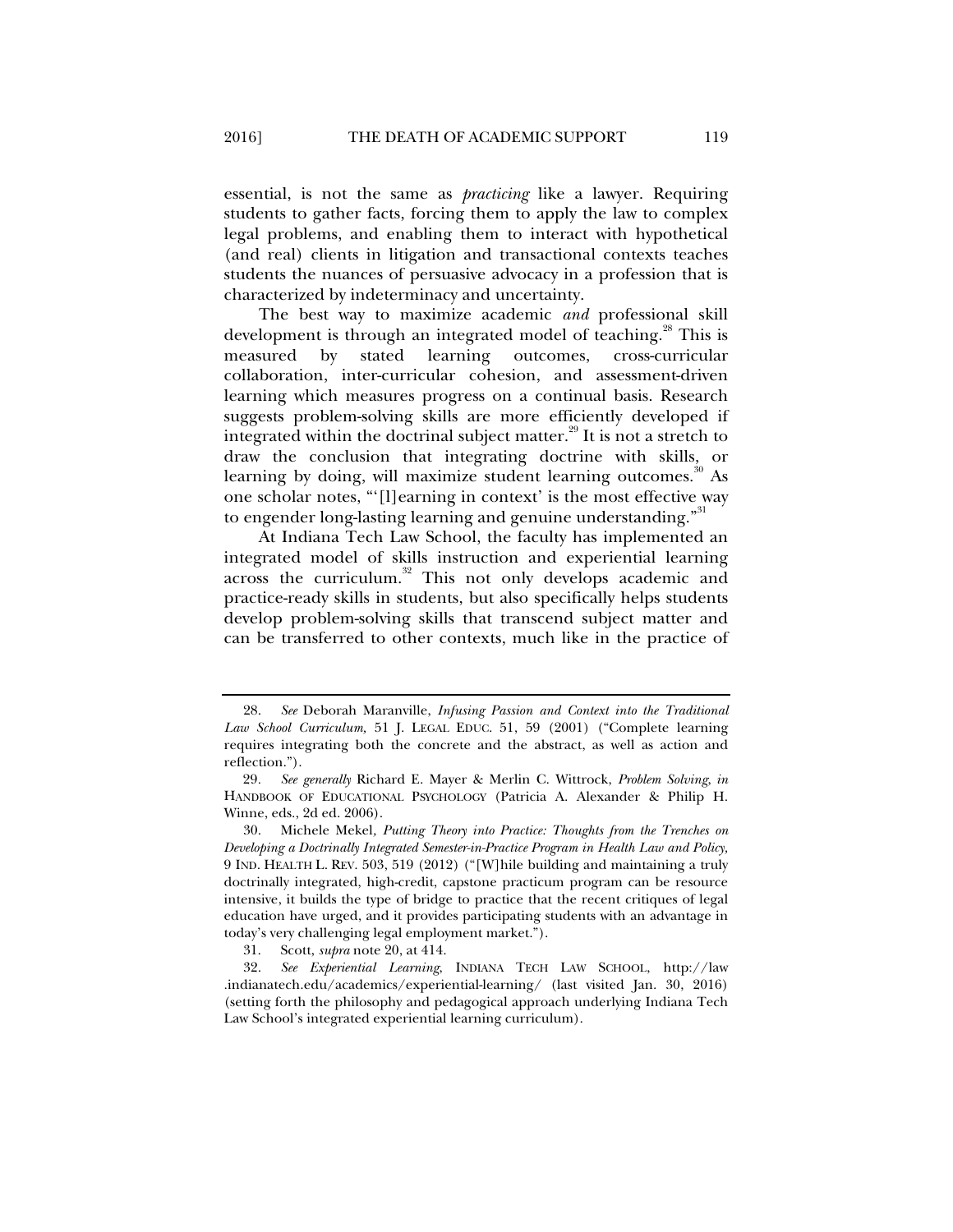essential, is not the same as *practicing* like a lawyer. Requiring students to gather facts, forcing them to apply the law to complex legal problems, and enabling them to interact with hypothetical (and real) clients in litigation and transactional contexts teaches students the nuances of persuasive advocacy in a profession that is characterized by indeterminacy and uncertainty.

The best way to maximize academic *and* professional skill development is through an integrated model of teaching.[28] This is measured by stated learning outcomes, cross-curricular collaboration, inter-curricular cohesion, and assessment-driven learning which measures progress on a continual basis. Research suggests problem-solving skills are more efficiently developed if integrated within the doctrinal subject matter.[29] It is not a stretch to draw the conclusion that integrating doctrine with skills, or learning by doing, will maximize student learning outcomes.[30] As one scholar notes, "'[l]earning in context' is the most effective way to engender long-lasting learning and genuine understanding."[31]

At Indiana Tech Law School, the faculty has implemented an integrated model of skills instruction and experiential learning across the curriculum.[32] This not only develops academic and practice-ready skills in students, but also specifically helps students develop problem-solving skills that transcend subject matter and can be transferred to other contexts, much like in the practice of

---

28. *See* Deborah Maranville, *Infusing Passion and Context into the Traditional Law School Curriculum,* 51 J. LEGAL EDUC. 51, 59 (2001) ("Complete learning requires integrating both the concrete and the abstract, as well as action and reflection.").

29. *See generally* Richard E. Mayer & Merlin C. Wittrock, *Problem Solving*, *in* HANDBOOK OF EDUCATIONAL PSYCHOLOGY (Patricia A. Alexander & Philip H. Winne, eds., 2d ed. 2006).

30. Michele Mekel, *Putting Theory into Practice: Thoughts from the Trenches on Developing a Doctrinally Integrated Semester-in-Practice Program in Health Law and Policy,* 9 IND. HEALTH L. REV. 503, 519 (2012) ("[W]hile building and maintaining a truly doctrinally integrated, high-credit, capstone practicum program can be resource intensive, it builds the type of bridge to practice that the recent critiques of legal education have urged, and it provides participating students with an advantage in today's very challenging legal employment market.").

31. Scott, *supra* note 20, at 414.

32. *See Experiential Learning*, INDIANA TECH LAW SCHOOL, http://law.indianatech.edu/academics/experiential-learning/ (last visited Jan. 30, 2016) (setting forth the philosophy and pedagogical approach underlying Indiana Tech Law School's integrated experiential learning curriculum).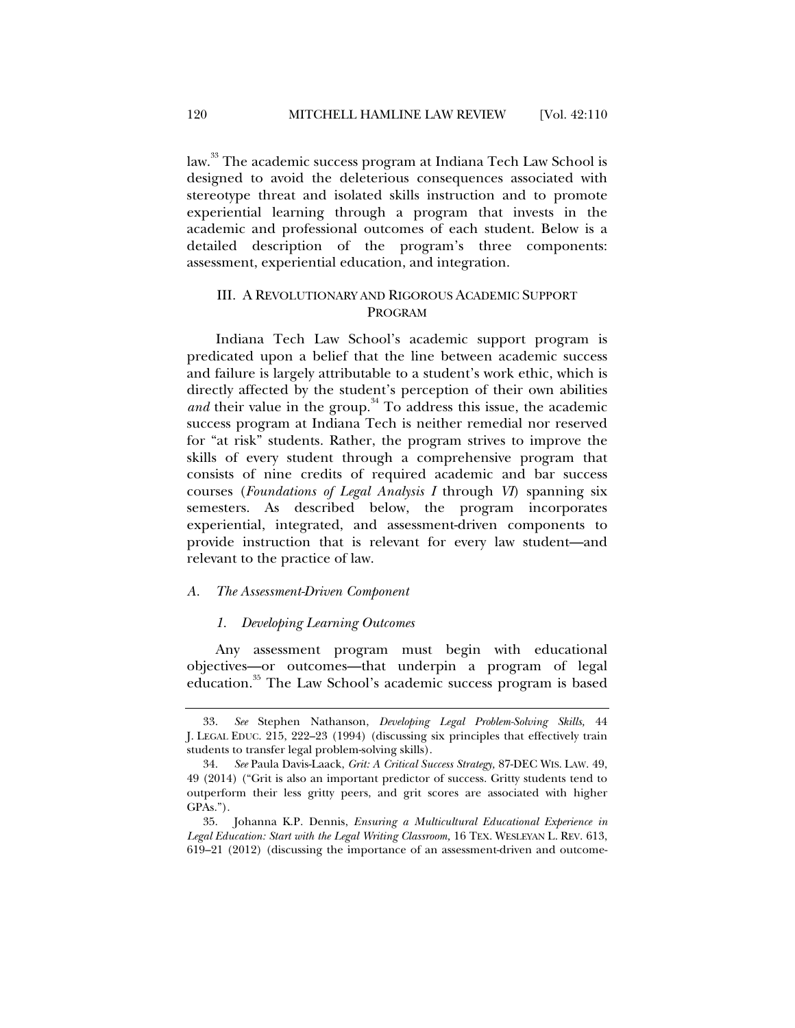law.[33] The academic success program at Indiana Tech Law School is designed to avoid the deleterious consequences associated with stereotype threat and isolated skills instruction and to promote experiential learning through a program that invests in the academic and professional outcomes of each student. Below is a detailed description of the program's three components: assessment, experiential education, and integration.

## III. A REVOLUTIONARY AND RIGOROUS ACADEMIC SUPPORT PROGRAM

Indiana Tech Law School's academic support program is predicated upon a belief that the line between academic success and failure is largely attributable to a student's work ethic, which is directly affected by the student's perception of their own abilities *and* their value in the group.[34] To address this issue, the academic success program at Indiana Tech is neither remedial nor reserved for "at risk" students. Rather, the program strives to improve the skills of every student through a comprehensive program that consists of nine credits of required academic and bar success courses (*Foundations of Legal Analysis I* through *VI*) spanning six semesters. As described below, the program incorporates experiential, integrated, and assessment-driven components to provide instruction that is relevant for every law student—and relevant to the practice of law.

### *A. The Assessment-Driven Component*

#### *1. Developing Learning Outcomes*

Any assessment program must begin with educational objectives—or outcomes—that underpin a program of legal education.[35] The Law School's academic success program is based

---

33. *See* Stephen Nathanson, *Developing Legal Problem-Solving Skills,* 44 J. LEGAL EDUC. 215, 222–23 (1994) (discussing six principles that effectively train students to transfer legal problem-solving skills).

34. *See* Paula Davis-Laack, *Grit: A Critical Success Strategy,* 87-DEC WIS. LAW. 49, 49 (2014) ("Grit is also an important predictor of success. Gritty students tend to outperform their less gritty peers, and grit scores are associated with higher GPAs.").

35. Johanna K.P. Dennis, *Ensuring a Multicultural Educational Experience in Legal Education: Start with the Legal Writing Classroom,* 16 TEX. WESLEYAN L. REV. 613, 619–21 (2012) (discussing the importance of an assessment-driven and outcome-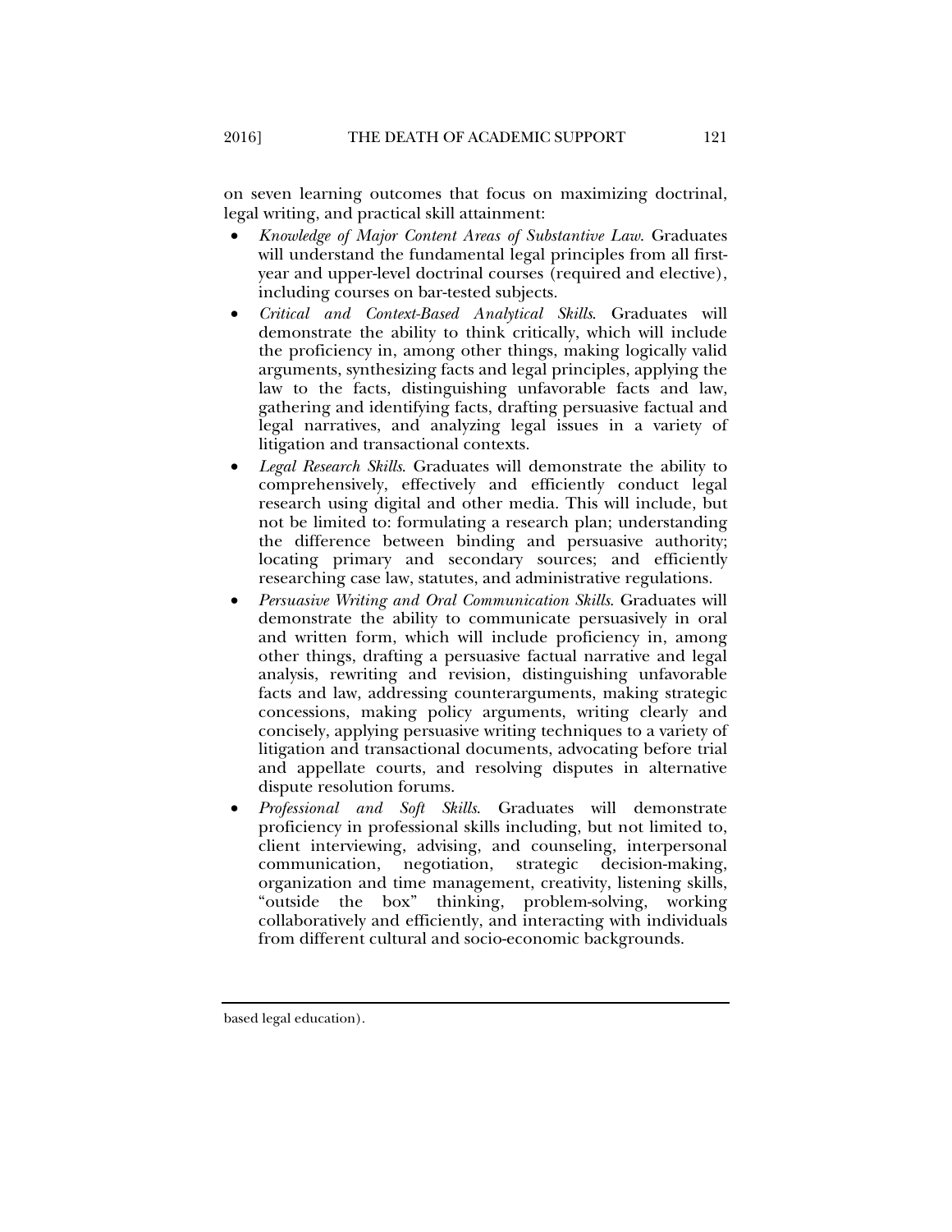on seven learning outcomes that focus on maximizing doctrinal, legal writing, and practical skill attainment:

- *Knowledge of Major Content Areas of Substantive Law.* Graduates will understand the fundamental legal principles from all first-year and upper-level doctrinal courses (required and elective), including courses on bar-tested subjects.
- *Critical and Context-Based Analytical Skills.* Graduates will demonstrate the ability to think critically, which will include the proficiency in, among other things, making logically valid arguments, synthesizing facts and legal principles, applying the law to the facts, distinguishing unfavorable facts and law, gathering and identifying facts, drafting persuasive factual and legal narratives, and analyzing legal issues in a variety of litigation and transactional contexts.
- *Legal Research Skills.* Graduates will demonstrate the ability to comprehensively, effectively and efficiently conduct legal research using digital and other media. This will include, but not be limited to: formulating a research plan; understanding the difference between binding and persuasive authority; locating primary and secondary sources; and efficiently researching case law, statutes, and administrative regulations.
- *Persuasive Writing and Oral Communication Skills.* Graduates will demonstrate the ability to communicate persuasively in oral and written form, which will include proficiency in, among other things, drafting a persuasive factual narrative and legal analysis, rewriting and revision, distinguishing unfavorable facts and law, addressing counterarguments, making strategic concessions, making policy arguments, writing clearly and concisely, applying persuasive writing techniques to a variety of litigation and transactional documents, advocating before trial and appellate courts, and resolving disputes in alternative dispute resolution forums.
- *Professional and Soft Skills.* Graduates will demonstrate proficiency in professional skills including, but not limited to, client interviewing, advising, and counseling, interpersonal communication, negotiation, strategic decision-making, organization and time management, creativity, listening skills, "outside the box" thinking, problem-solving, working collaboratively and efficiently, and interacting with individuals from different cultural and socio-economic backgrounds.

---

based legal education).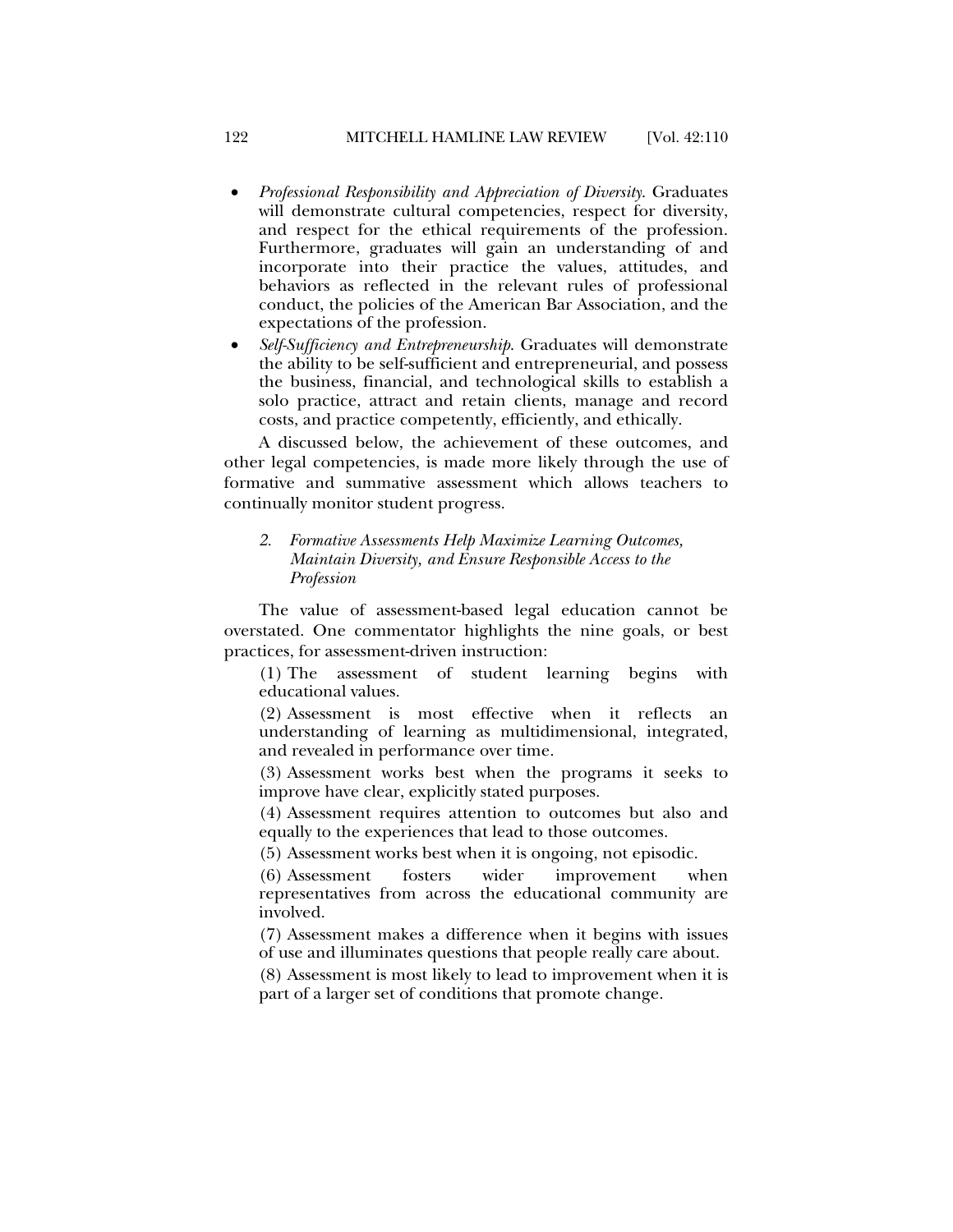- *Professional Responsibility and Appreciation of Diversity*. Graduates will demonstrate cultural competencies, respect for diversity, and respect for the ethical requirements of the profession. Furthermore, graduates will gain an understanding of and incorporate into their practice the values, attitudes, and behaviors as reflected in the relevant rules of professional conduct, the policies of the American Bar Association, and the expectations of the profession.
- *Self-Sufficiency and Entrepreneurship*. Graduates will demonstrate the ability to be self-sufficient and entrepreneurial, and possess the business, financial, and technological skills to establish a solo practice, attract and retain clients, manage and record costs, and practice competently, efficiently, and ethically.

A discussed below, the achievement of these outcomes, and other legal competencies, is made more likely through the use of formative and summative assessment which allows teachers to continually monitor student progress.

### 2. *Formative Assessments Help Maximize Learning Outcomes, Maintain Diversity, and Ensure Responsible Access to the Profession*

The value of assessment-based legal education cannot be overstated. One commentator highlights the nine goals, or best practices, for assessment-driven instruction:

> (1) The assessment of student learning begins with educational values.
>
> (2) Assessment is most effective when it reflects an understanding of learning as multidimensional, integrated, and revealed in performance over time.
>
> (3) Assessment works best when the programs it seeks to improve have clear, explicitly stated purposes.
>
> (4) Assessment requires attention to outcomes but also and equally to the experiences that lead to those outcomes.
>
> (5) Assessment works best when it is ongoing, not episodic.
>
> (6) Assessment fosters wider improvement when representatives from across the educational community are involved.
>
> (7) Assessment makes a difference when it begins with issues of use and illuminates questions that people really care about.
>
> (8) Assessment is most likely to lead to improvement when it is part of a larger set of conditions that promote change.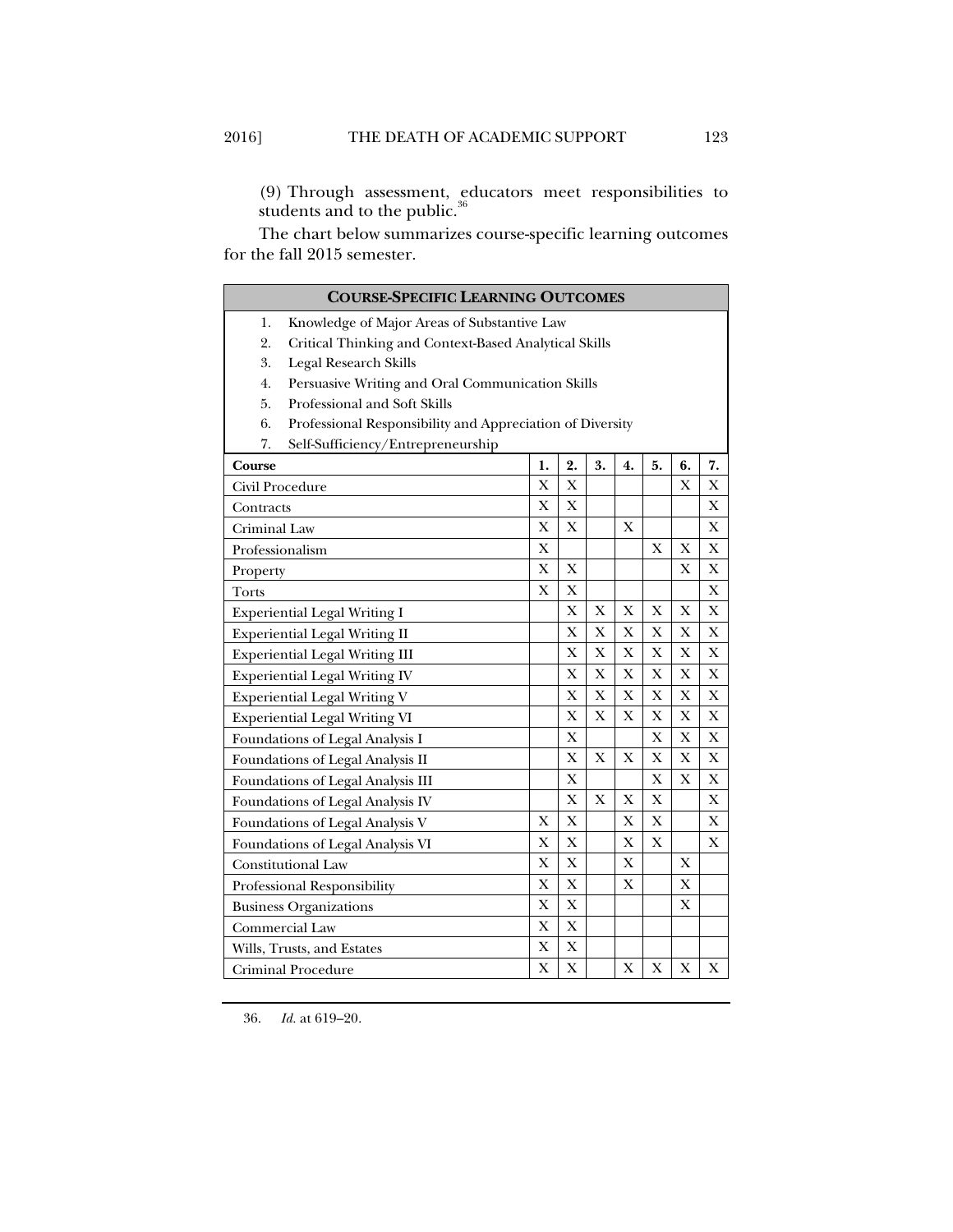(9) Through assessment, educators meet responsibilities to students and to the public.[36]

The chart below summarizes course-specific learning outcomes for the fall 2015 semester.

**COURSE-SPECIFIC LEARNING OUTCOMES**

1. Knowledge of Major Areas of Substantive Law
2. Critical Thinking and Context-Based Analytical Skills
3. Legal Research Skills
4. Persuasive Writing and Oral Communication Skills
5. Professional and Soft Skills
6. Professional Responsibility and Appreciation of Diversity
7. Self-Sufficiency/Entrepreneurship

| Course | 1. | 2. | 3. | 4. | 5. | 6. | 7. |
|---|---|---|---|---|---|---|---|
| Civil Procedure | X | X | | | | X | X |
| Contracts | X | X | | | | | X |
| Criminal Law | X | X | | X | | | X |
| Professionalism | X | | | | X | X | X |
| Property | X | X | | | | X | X |
| Torts | X | X | | | | | X |
| Experiential Legal Writing I | | X | X | X | X | X | X |
| Experiential Legal Writing II | | X | X | X | X | X | X |
| Experiential Legal Writing III | | X | X | X | X | X | X |
| Experiential Legal Writing IV | | X | X | X | X | X | X |
| Experiential Legal Writing V | | X | X | X | X | X | X |
| Experiential Legal Writing VI | | X | X | X | X | X | X |
| Foundations of Legal Analysis I | | X | | | X | X | X |
| Foundations of Legal Analysis II | | X | X | X | X | X | X |
| Foundations of Legal Analysis III | | X | | | X | X | X |
| Foundations of Legal Analysis IV | | X | X | X | X | | X |
| Foundations of Legal Analysis V | X | X | | X | X | | X |
| Foundations of Legal Analysis VI | X | X | | X | X | | X |
| Constitutional Law | X | X | | X | | X | |
| Professional Responsibility | X | X | | X | | X | |
| Business Organizations | X | X | | | | X | |
| Commercial Law | X | X | | | | | |
| Wills, Trusts, and Estates | X | X | | | | | |
| Criminal Procedure | X | X | | X | X | X | X |

36. *Id.* at 619–20.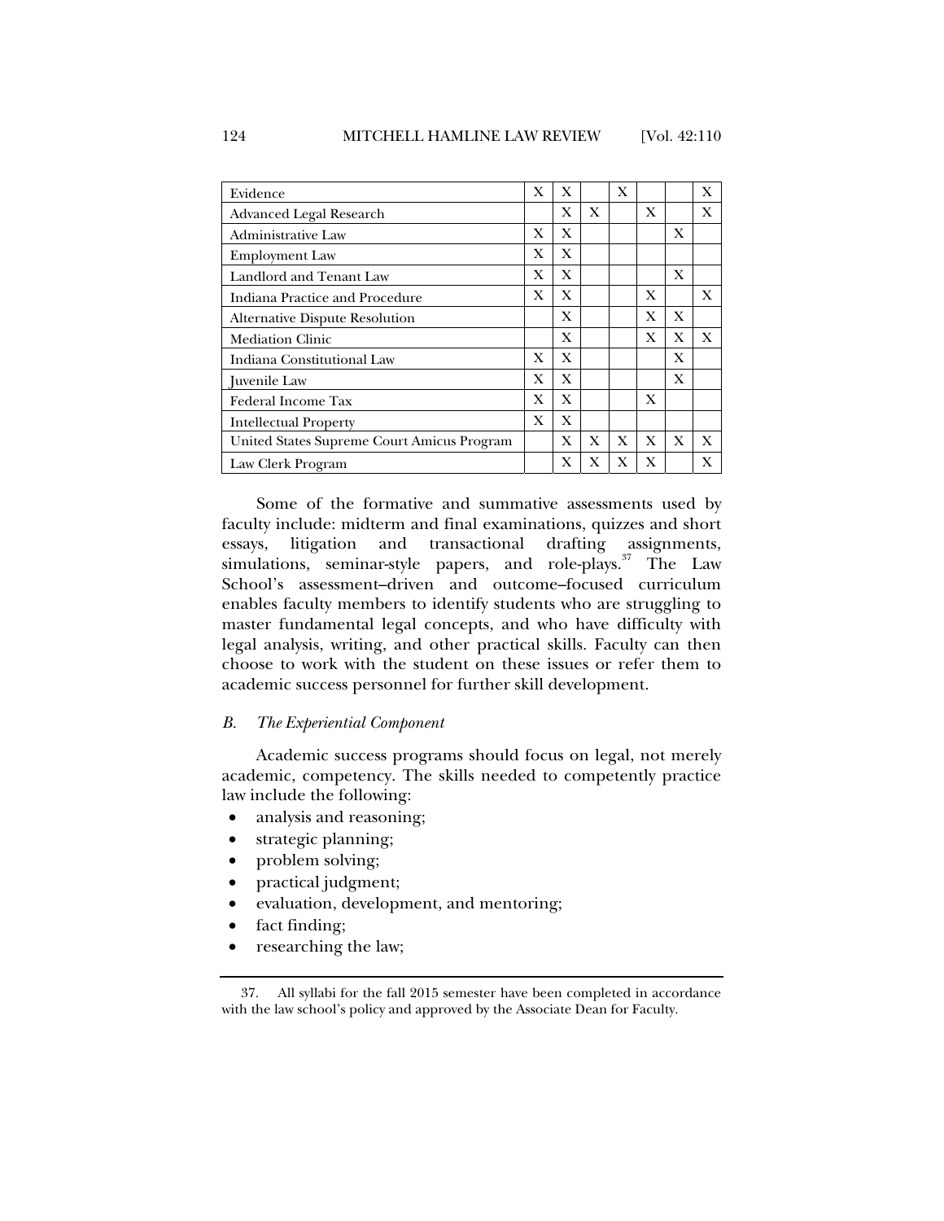| | | | | | | | |
|---|---|---|---|---|---|---|---|
| Evidence | X | X | | X | | | X |
| Advanced Legal Research | | X | X | | X | | X |
| Administrative Law | X | X | | | | X | |
| Employment Law | X | X | | | | | |
| Landlord and Tenant Law | X | X | | | | X | |
| Indiana Practice and Procedure | X | X | | | X | | X |
| Alternative Dispute Resolution | | X | | | X | X | |
| Mediation Clinic | | X | | | X | X | X |
| Indiana Constitutional Law | X | X | | | | X | |
| Juvenile Law | X | X | | | | X | |
| Federal Income Tax | X | X | | | X | | |
| Intellectual Property | X | X | | | | | |
| United States Supreme Court Amicus Program | | X | X | X | X | X | X |
| Law Clerk Program | | X | X | X | X | | X |

Some of the formative and summative assessments used by faculty include: midterm and final examinations, quizzes and short essays, litigation and transactional drafting assignments, simulations, seminar-style papers, and role-plays.[37] The Law School's assessment–driven and outcome–focused curriculum enables faculty members to identify students who are struggling to master fundamental legal concepts, and who have difficulty with legal analysis, writing, and other practical skills. Faculty can then choose to work with the student on these issues or refer them to academic success personnel for further skill development.

### *B. The Experiential Component*

Academic success programs should focus on legal, not merely academic, competency. The skills needed to competently practice law include the following:

- analysis and reasoning;
- strategic planning;
- problem solving;
- practical judgment;
- evaluation, development, and mentoring;
- fact finding;
- researching the law;

37. All syllabi for the fall 2015 semester have been completed in accordance with the law school's policy and approved by the Associate Dean for Faculty.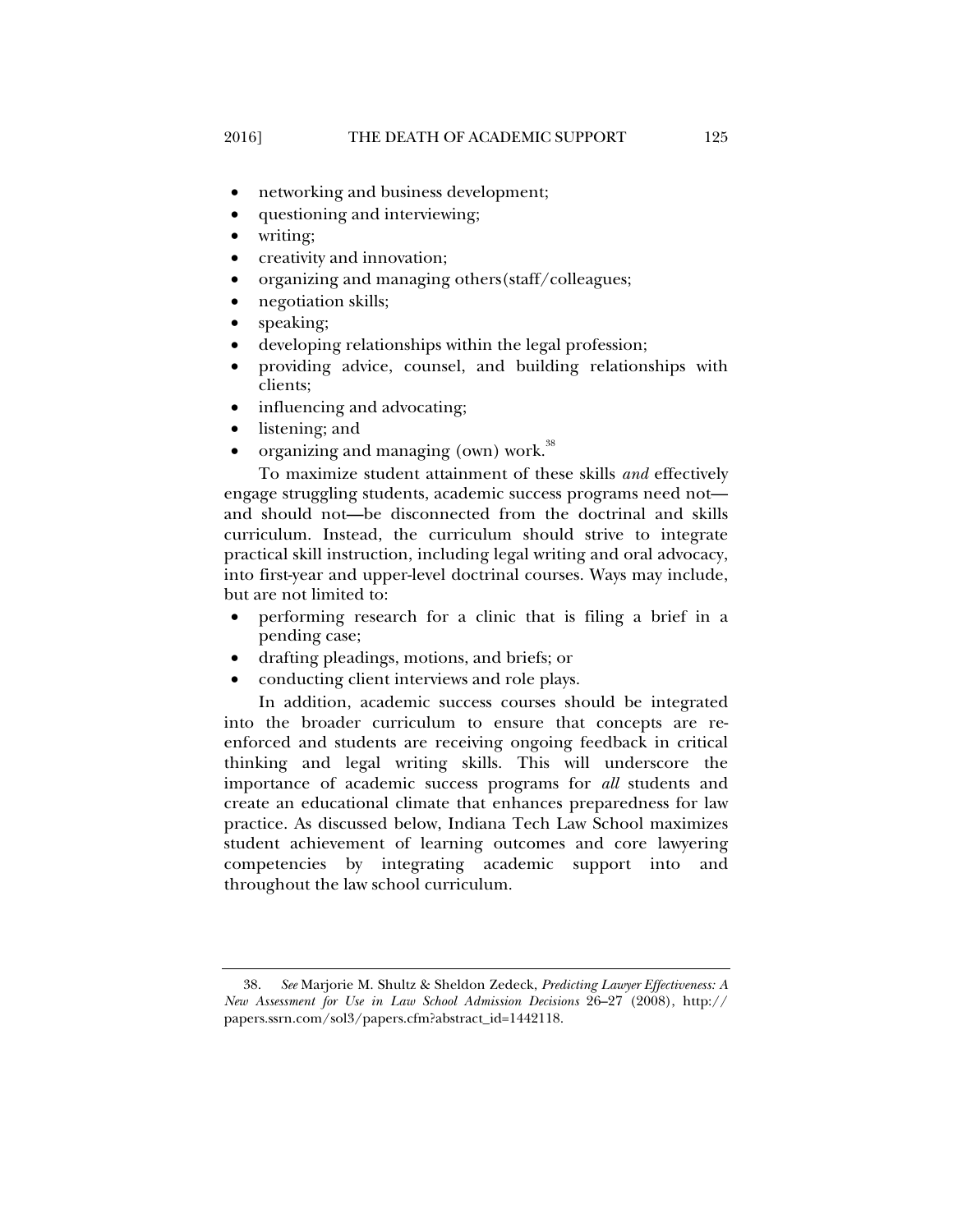- networking and business development;
- questioning and interviewing;
- writing;
- creativity and innovation;
- organizing and managing others(staff/colleagues;
- negotiation skills;
- speaking;
- developing relationships within the legal profession;
- providing advice, counsel, and building relationships with clients;
- influencing and advocating;
- listening; and
- organizing and managing (own) work.[38]

To maximize student attainment of these skills *and* effectively engage struggling students, academic success programs need not—and should not—be disconnected from the doctrinal and skills curriculum. Instead, the curriculum should strive to integrate practical skill instruction, including legal writing and oral advocacy, into first-year and upper-level doctrinal courses. Ways may include, but are not limited to:

- performing research for a clinic that is filing a brief in a pending case;
- drafting pleadings, motions, and briefs; or
- conducting client interviews and role plays.

In addition, academic success courses should be integrated into the broader curriculum to ensure that concepts are re-enforced and students are receiving ongoing feedback in critical thinking and legal writing skills. This will underscore the importance of academic success programs for *all* students and create an educational climate that enhances preparedness for law practice. As discussed below, Indiana Tech Law School maximizes student achievement of learning outcomes and core lawyering competencies by integrating academic support into and throughout the law school curriculum.

---

38. *See* Marjorie M. Shultz & Sheldon Zedeck, *Predicting Lawyer Effectiveness: A New Assessment for Use in Law School Admission Decisions* 26–27 (2008), http://papers.ssrn.com/sol3/papers.cfm?abstract_id=1442118.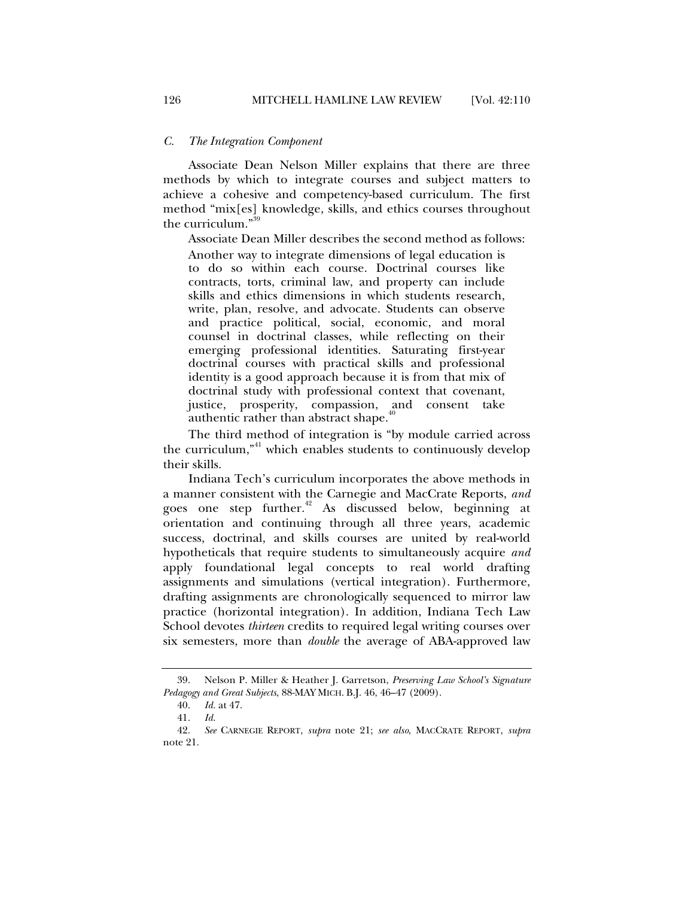### *C. The Integration Component*

Associate Dean Nelson Miller explains that there are three methods by which to integrate courses and subject matters to achieve a cohesive and competency-based curriculum. The first method "mix[es] knowledge, skills, and ethics courses throughout the curriculum."[39]

Associate Dean Miller describes the second method as follows:

> Another way to integrate dimensions of legal education is to do so within each course. Doctrinal courses like contracts, torts, criminal law, and property can include skills and ethics dimensions in which students research, write, plan, resolve, and advocate. Students can observe and practice political, social, economic, and moral counsel in doctrinal classes, while reflecting on their emerging professional identities. Saturating first-year doctrinal courses with practical skills and professional identity is a good approach because it is from that mix of doctrinal study with professional context that covenant, justice, prosperity, compassion, and consent take authentic rather than abstract shape.[40]

The third method of integration is "by module carried across the curriculum,"[41] which enables students to continuously develop their skills.

Indiana Tech's curriculum incorporates the above methods in a manner consistent with the Carnegie and MacCrate Reports, *and* goes one step further.[42] As discussed below, beginning at orientation and continuing through all three years, academic success, doctrinal, and skills courses are united by real-world hypotheticals that require students to simultaneously acquire *and* apply foundational legal concepts to real world drafting assignments and simulations (vertical integration). Furthermore, drafting assignments are chronologically sequenced to mirror law practice (horizontal integration). In addition, Indiana Tech Law School devotes *thirteen* credits to required legal writing courses over six semesters, more than *double* the average of ABA-approved law

---

39. Nelson P. Miller & Heather J. Garretson, *Preserving Law School's Signature Pedagogy and Great Subjects*, 88-MAY MICH. B.J. 46, 46–47 (2009).

40. *Id.* at 47.

41. *Id.*

42. *See* CARNEGIE REPORT, *supra* note 21; *see also*, MACCRATE REPORT, *supra* note 21.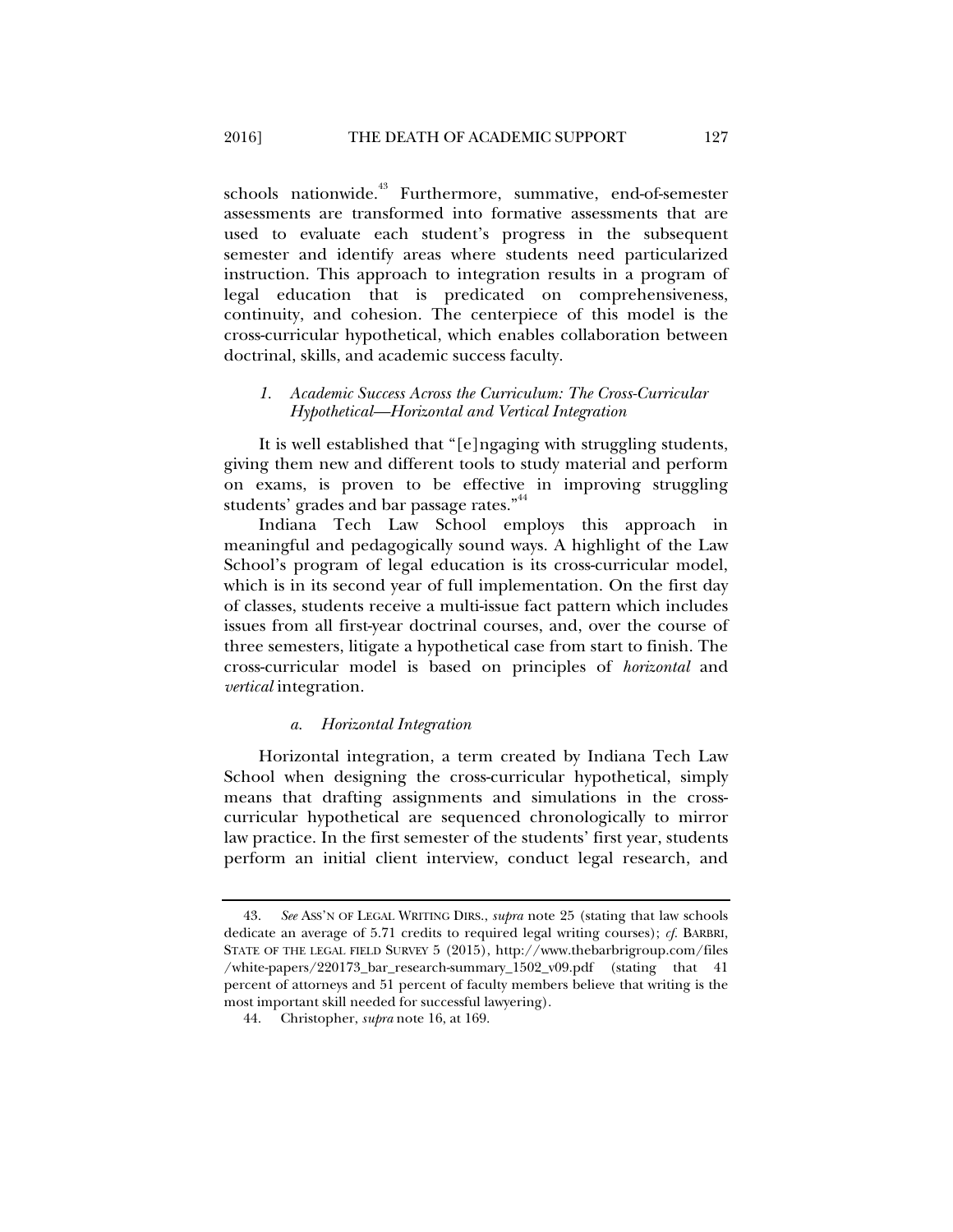schools nationwide.[43] Furthermore, summative, end-of-semester assessments are transformed into formative assessments that are used to evaluate each student's progress in the subsequent semester and identify areas where students need particularized instruction. This approach to integration results in a program of legal education that is predicated on comprehensiveness, continuity, and cohesion. The centerpiece of this model is the cross-curricular hypothetical, which enables collaboration between doctrinal, skills, and academic success faculty.

### *1. Academic Success Across the Curriculum: The Cross-Curricular Hypothetical—Horizontal and Vertical Integration*

It is well established that "[e]ngaging with struggling students, giving them new and different tools to study material and perform on exams, is proven to be effective in improving struggling students' grades and bar passage rates."[44]

Indiana Tech Law School employs this approach in meaningful and pedagogically sound ways. A highlight of the Law School's program of legal education is its cross-curricular model, which is in its second year of full implementation. On the first day of classes, students receive a multi-issue fact pattern which includes issues from all first-year doctrinal courses, and, over the course of three semesters, litigate a hypothetical case from start to finish. The cross-curricular model is based on principles of *horizontal* and *vertical* integration.

#### *a. Horizontal Integration*

Horizontal integration, a term created by Indiana Tech Law School when designing the cross-curricular hypothetical, simply means that drafting assignments and simulations in the cross-curricular hypothetical are sequenced chronologically to mirror law practice. In the first semester of the students' first year, students perform an initial client interview, conduct legal research, and

---

43. *See* ASS'N OF LEGAL WRITING DIRS., *supra* note 25 (stating that law schools dedicate an average of 5.71 credits to required legal writing courses); *cf.* BARBRI, STATE OF THE LEGAL FIELD SURVEY 5 (2015), http://www.thebarbrigroup.com/files/white-papers/220173_bar_research-summary_1502_v09.pdf (stating that 41 percent of attorneys and 51 percent of faculty members believe that writing is the most important skill needed for successful lawyering).

44. Christopher, *supra* note 16, at 169.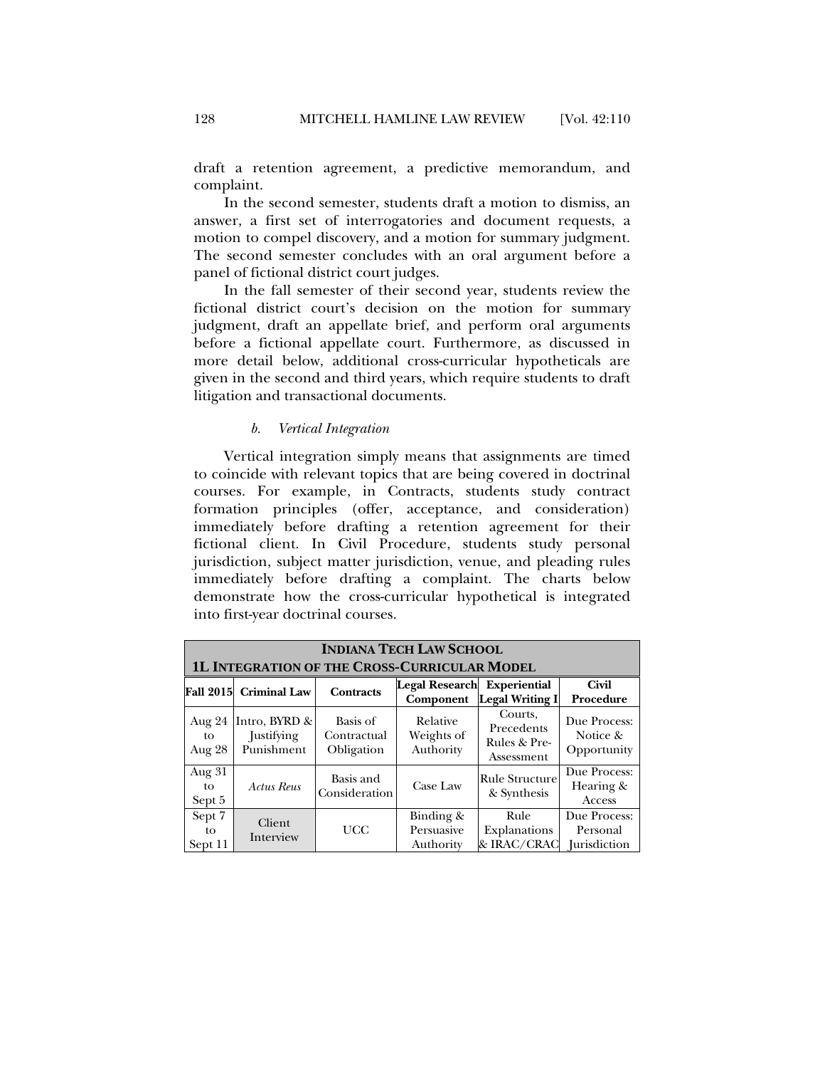draft a retention agreement, a predictive memorandum, and complaint.

In the second semester, students draft a motion to dismiss, an answer, a first set of interrogatories and document requests, a motion to compel discovery, and a motion for summary judgment. The second semester concludes with an oral argument before a panel of fictional district court judges.

In the fall semester of their second year, students review the fictional district court's decision on the motion for summary judgment, draft an appellate brief, and perform oral arguments before a fictional appellate court. Furthermore, as discussed in more detail below, additional cross-curricular hypotheticals are given in the second and third years, which require students to draft litigation and transactional documents.

#### *b. Vertical Integration*

Vertical integration simply means that assignments are timed to coincide with relevant topics that are being covered in doctrinal courses. For example, in Contracts, students study contract formation principles (offer, acceptance, and consideration) immediately before drafting a retention agreement for their fictional client. In Civil Procedure, students study personal jurisdiction, subject matter jurisdiction, venue, and pleading rules immediately before drafting a complaint. The charts below demonstrate how the cross-curricular hypothetical is integrated into first-year doctrinal courses.

| **INDIANA TECH LAW SCHOOL 1L INTEGRATION OF THE CROSS-CURRICULAR MODEL** | | | | | |
|---|---|---|---|---|---|
| **Fall 2015** | **Criminal Law** | **Contracts** | **Legal Research Component** | **Experiential Legal Writing I** | **Civil Procedure** |
| Aug 24 to Aug 28 | Intro, BYRD & Justifying Punishment | Basis of Contractual Obligation | Relative Weights of Authority | Courts, Precedents Rules & Pre-Assessment | Due Process: Notice & Opportunity |
| Aug 31 to Sept 5 | *Actus Reus* | Basis and Consideration | Case Law | Rule Structure & Synthesis | Due Process: Hearing & Access |
| Sept 7 to Sept 11 | Client Interview | UCC | Binding & Persuasive Authority | Rule Explanations & IRAC/CRAC | Due Process: Personal Jurisdiction |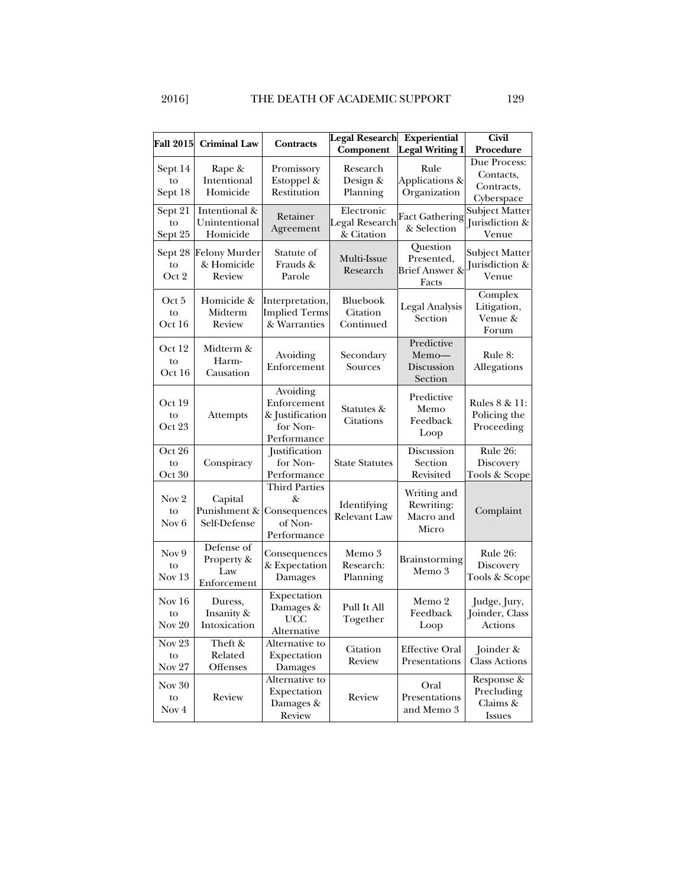| Fall 2015 | Criminal Law | Contracts | Legal Research Component | Experiential Legal Writing I | Civil Procedure |
|---|---|---|---|---|---|
| Sept 14 to Sept 18 | Rape & Intentional Homicide | Promissory Estoppel & Restitution | Research Design & Planning | Rule Applications & Organization | Due Process: Contacts, Contracts, Cyberspace |
| Sept 21 to Sept 25 | Intentional & Unintentional Homicide | Retainer Agreement | Electronic Legal Research & Citation | Fact Gathering & Selection | Subject Matter Jurisdiction & Venue |
| Sept 28 to Oct 2 | Felony Murder & Homicide Review | Statute of Frauds & Parole | Multi-Issue Research | Question Presented, Brief Answer & Facts | Subject Matter Jurisdiction & Venue |
| Oct 5 to Oct 16 | Homicide & Midterm Review | Interpretation, Implied Terms & Warranties | Bluebook Citation Continued | Legal Analysis Section | Complex Litigation, Venue & Forum |
| Oct 12 to Oct 16 | Midterm & Harm-Causation | Avoiding Enforcement | Secondary Sources | Predictive Memo—Discussion Section | Rule 8: Allegations |
| Oct 19 to Oct 23 | Attempts | Avoiding Enforcement & Justification for Non-Performance | Statutes & Citations | Predictive Memo Feedback Loop | Rules 8 & 11: Policing the Proceeding |
| Oct 26 to Oct 30 | Conspiracy | Justification for Non-Performance | State Statutes | Discussion Section Revisited | Rule 26: Discovery Tools & Scope |
| Nov 2 to Nov 6 | Capital Punishment & Self-Defense | Third Parties & Consequences of Non-Performance | Identifying Relevant Law | Writing and Rewriting: Macro and Micro | Complaint |
| Nov 9 to Nov 13 | Defense of Property & Law Enforcement | Consequences & Expectation Damages | Memo 3 Research: Planning | Brainstorming Memo 3 | Rule 26: Discovery Tools & Scope |
| Nov 16 to Nov 20 | Duress, Insanity & Intoxication | Expectation Damages & UCC Alternative | Pull It All Together | Memo 2 Feedback Loop | Judge, Jury, Joinder, Class Actions |
| Nov 23 to Nov 27 | Theft & Related Offenses | Alternative to Expectation Damages | Citation Review | Effective Oral Presentations | Joinder & Class Actions |
| Nov 30 to Nov 4 | Review | Alternative to Expectation Damages & Review | Review | Oral Presentations and Memo 3 | Response & Precluding Claims & Issues |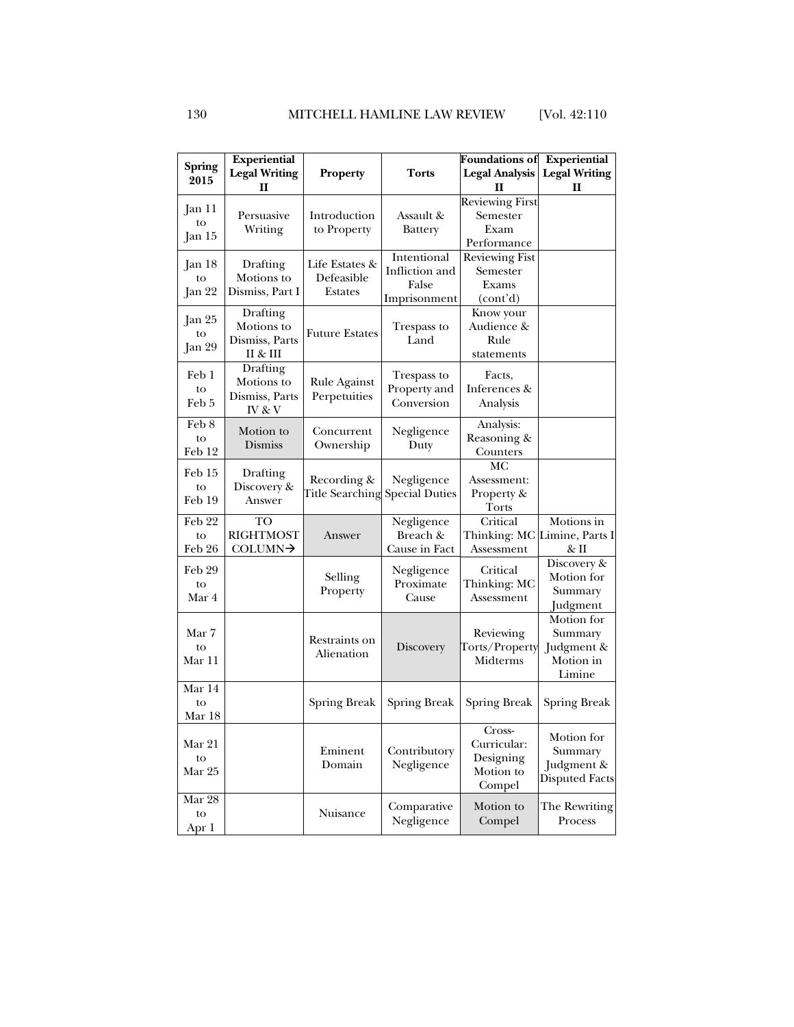| Spring 2015 | Experiential Legal Writing II | Property | Torts | Foundations of Legal Analysis II | Experiential Legal Writing II |
|---|---|---|---|---|---|
| Jan 11 to Jan 15 | Persuasive Writing | Introduction to Property | Assault & Battery | Reviewing First Semester Exam Performance | |
| Jan 18 to Jan 22 | Drafting Motions to Dismiss, Part I | Life Estates & Defeasible Estates | Intentional Infliction and False Imprisonment | Reviewing Fist Semester Exams (cont'd) | |
| Jan 25 to Jan 29 | Drafting Motions to Dismiss, Parts II & III | Future Estates | Trespass to Land | Know your Audience & Rule statements | |
| Feb 1 to Feb 5 | Drafting Motions to Dismiss, Parts IV & V | Rule Against Perpetuities | Trespass to Property and Conversion | Facts, Inferences & Analysis | |
| Feb 8 to Feb 12 | Motion to Dismiss | Concurrent Ownership | Negligence Duty | Analysis: Reasoning & Counters | |
| Feb 15 to Feb 19 | Drafting Discovery & Answer | Recording & Title Searching | Negligence Special Duties | MC Assessment: Property & Torts | |
| Feb 22 to Feb 26 | TO RIGHTMOST COLUMN→ | Answer | Negligence Breach & Cause in Fact | Critical Thinking: MC Assessment | Motions in Limine, Parts I & II |
| Feb 29 to Mar 4 | | Selling Property | Negligence Proximate Cause | Critical Thinking: MC Assessment | Discovery & Motion for Summary Judgment |
| Mar 7 to Mar 11 | | Restraints on Alienation | Discovery | Reviewing Torts/Property Midterms | Motion for Summary Judgment & Motion in Limine |
| Mar 14 to Mar 18 | | Spring Break | Spring Break | Spring Break | Spring Break |
| Mar 21 to Mar 25 | | Eminent Domain | Contributory Negligence | Cross-Curricular: Designing Motion to Compel | Motion for Summary Judgment & Disputed Facts |
| Mar 28 to Apr 1 | | Nuisance | Comparative Negligence | Motion to Compel | The Rewriting Process |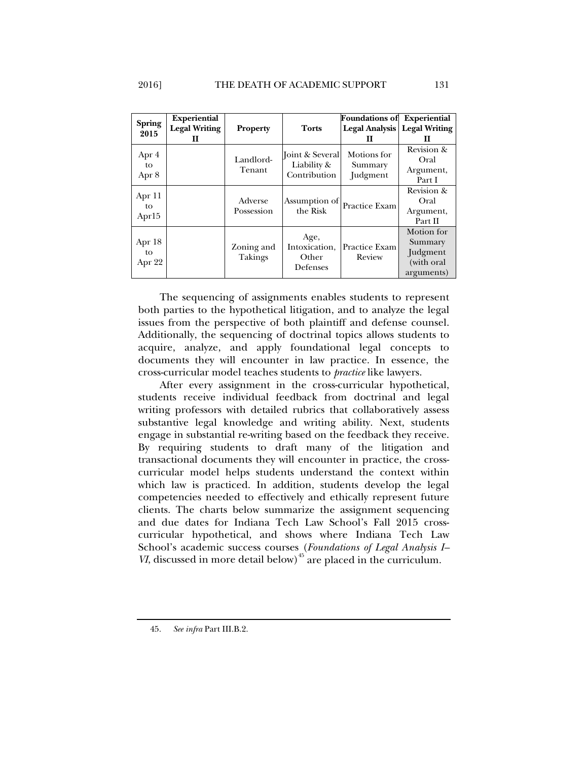| Spring 2015 | Experiential Legal Writing II | Property | Torts | Foundations of Legal Analysis II | Experiential Legal Writing II |
|---|---|---|---|---|---|
| Apr 4 to Apr 8 | | Landlord-Tenant | Joint & Several Liability & Contribution | Motions for Summary Judgment | Revision & Oral Argument, Part I |
| Apr 11 to Apr15 | | Adverse Possession | Assumption of the Risk | Practice Exam | Revision & Oral Argument, Part II |
| Apr 18 to Apr 22 | | Zoning and Takings | Age, Intoxication, Other Defenses | Practice Exam Review | Motion for Summary Judgment (with oral arguments) |

The sequencing of assignments enables students to represent both parties to the hypothetical litigation, and to analyze the legal issues from the perspective of both plaintiff and defense counsel. Additionally, the sequencing of doctrinal topics allows students to acquire, analyze, and apply foundational legal concepts to documents they will encounter in law practice. In essence, the cross-curricular model teaches students to *practice* like lawyers.

After every assignment in the cross-curricular hypothetical, students receive individual feedback from doctrinal and legal writing professors with detailed rubrics that collaboratively assess substantive legal knowledge and writing ability. Next, students engage in substantial re-writing based on the feedback they receive. By requiring students to draft many of the litigation and transactional documents they will encounter in practice, the cross-curricular model helps students understand the context within which law is practiced. In addition, students develop the legal competencies needed to effectively and ethically represent future clients. The charts below summarize the assignment sequencing and due dates for Indiana Tech Law School's Fall 2015 cross-curricular hypothetical, and shows where Indiana Tech Law School's academic success courses (*Foundations of Legal Analysis I–VI*, discussed in more detail below)[45] are placed in the curriculum.

45. *See infra* Part III.B.2.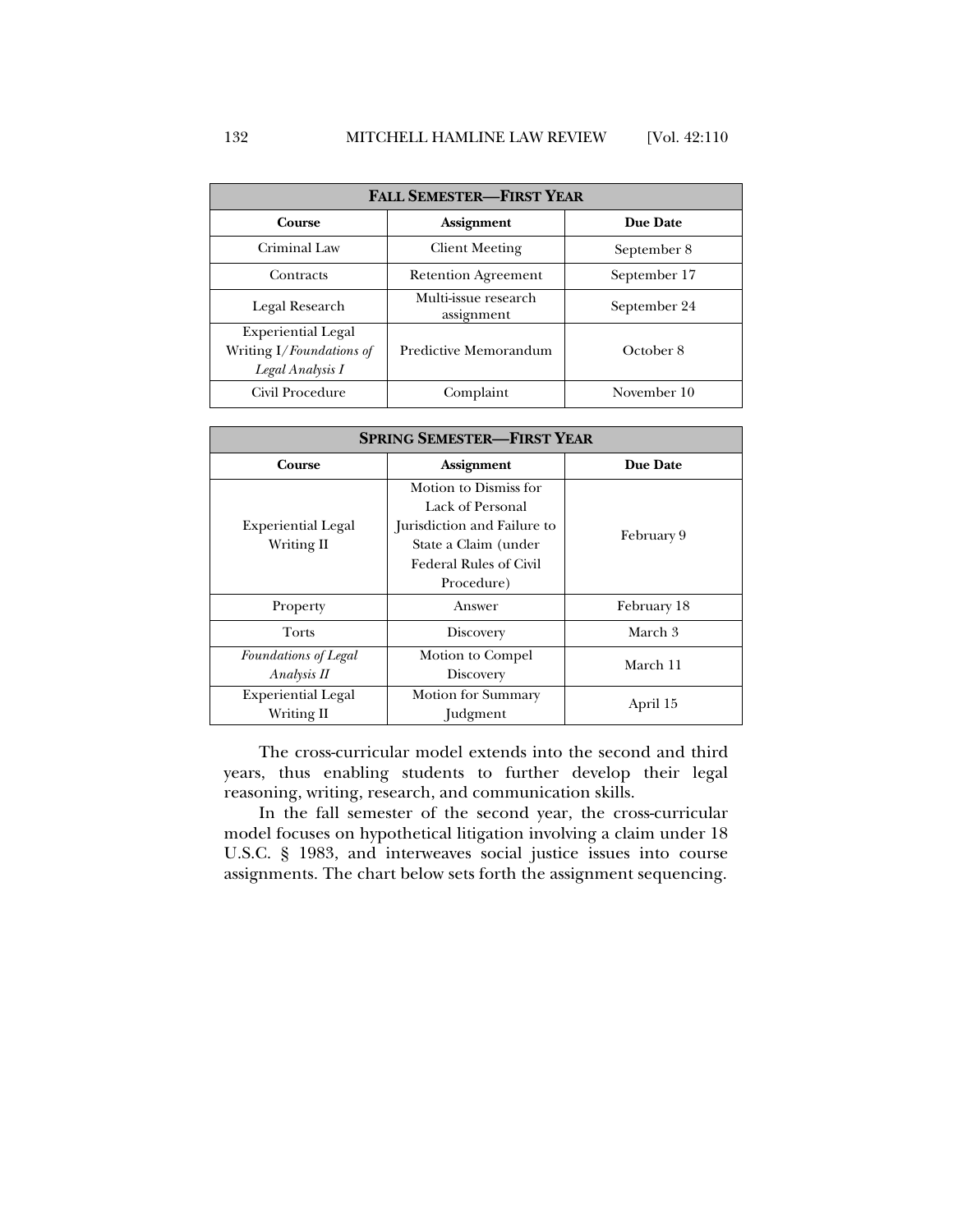| **FALL SEMESTER—FIRST YEAR** | | |
|---|---|---|
| **Course** | **Assignment** | **Due Date** |
| Criminal Law | Client Meeting | September 8 |
| Contracts | Retention Agreement | September 17 |
| Legal Research | Multi-issue research assignment | September 24 |
| Experiential Legal Writing I/*Foundations of Legal Analysis I* | Predictive Memorandum | October 8 |
| Civil Procedure | Complaint | November 10 |

| **SPRING SEMESTER—FIRST YEAR** | | |
|---|---|---|
| **Course** | **Assignment** | **Due Date** |
| Experiential Legal Writing II | Motion to Dismiss for Lack of Personal Jurisdiction and Failure to State a Claim (under Federal Rules of Civil Procedure) | February 9 |
| Property | Answer | February 18 |
| Torts | Discovery | March 3 |
| *Foundations of Legal Analysis II* | Motion to Compel Discovery | March 11 |
| Experiential Legal Writing II | Motion for Summary Judgment | April 15 |

The cross-curricular model extends into the second and third years, thus enabling students to further develop their legal reasoning, writing, research, and communication skills.

In the fall semester of the second year, the cross-curricular model focuses on hypothetical litigation involving a claim under 18 U.S.C. § 1983, and interweaves social justice issues into course assignments. The chart below sets forth the assignment sequencing.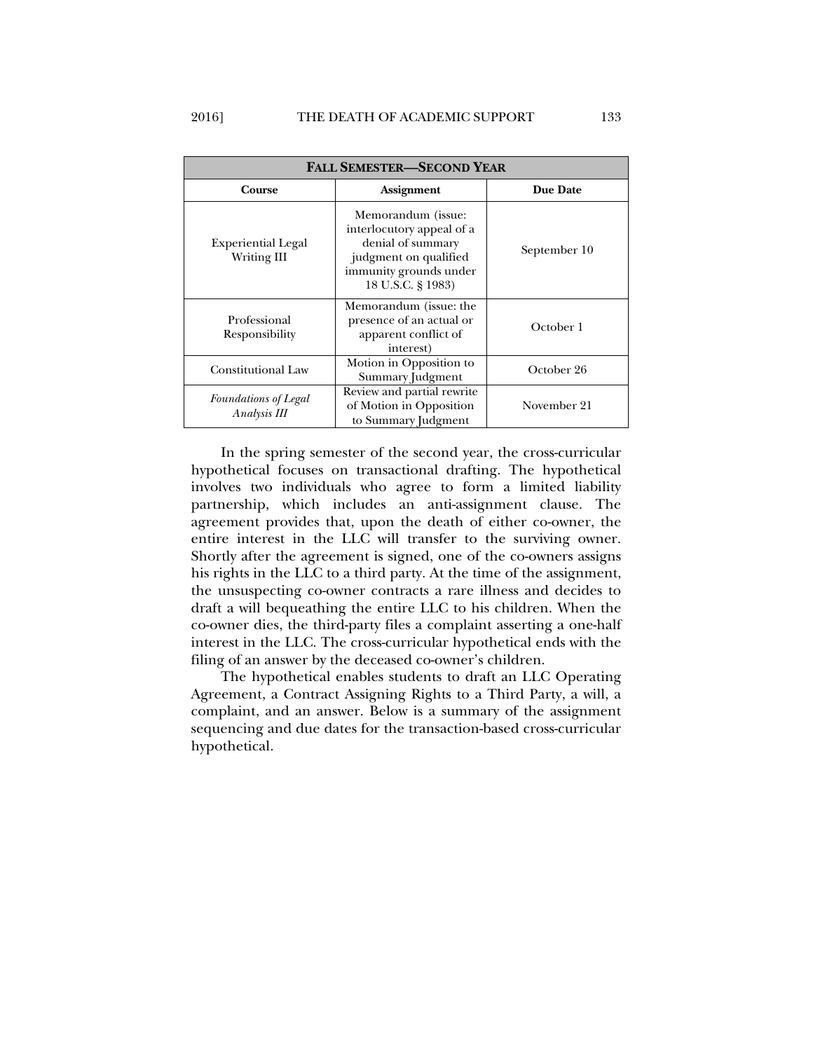| **Fall Semester—Second Year** | | |
|---|---|---|
| **Course** | **Assignment** | **Due Date** |
| Experiential Legal Writing III | Memorandum (issue: interlocutory appeal of a denial of summary judgment on qualified immunity grounds under 18 U.S.C. § 1983) | September 10 |
| Professional Responsibility | Memorandum (issue: the presence of an actual or apparent conflict of interest) | October 1 |
| Constitutional Law | Motion in Opposition to Summary Judgment | October 26 |
| *Foundations of Legal Analysis III* | Review and partial rewrite of Motion in Opposition to Summary Judgment | November 21 |

In the spring semester of the second year, the cross-curricular hypothetical focuses on transactional drafting. The hypothetical involves two individuals who agree to form a limited liability partnership, which includes an anti-assignment clause. The agreement provides that, upon the death of either co-owner, the entire interest in the LLC will transfer to the surviving owner. Shortly after the agreement is signed, one of the co-owners assigns his rights in the LLC to a third party. At the time of the assignment, the unsuspecting co-owner contracts a rare illness and decides to draft a will bequeathing the entire LLC to his children. When the co-owner dies, the third-party files a complaint asserting a one-half interest in the LLC. The cross-curricular hypothetical ends with the filing of an answer by the deceased co-owner's children.

The hypothetical enables students to draft an LLC Operating Agreement, a Contract Assigning Rights to a Third Party, a will, a complaint, and an answer. Below is a summary of the assignment sequencing and due dates for the transaction-based cross-curricular hypothetical.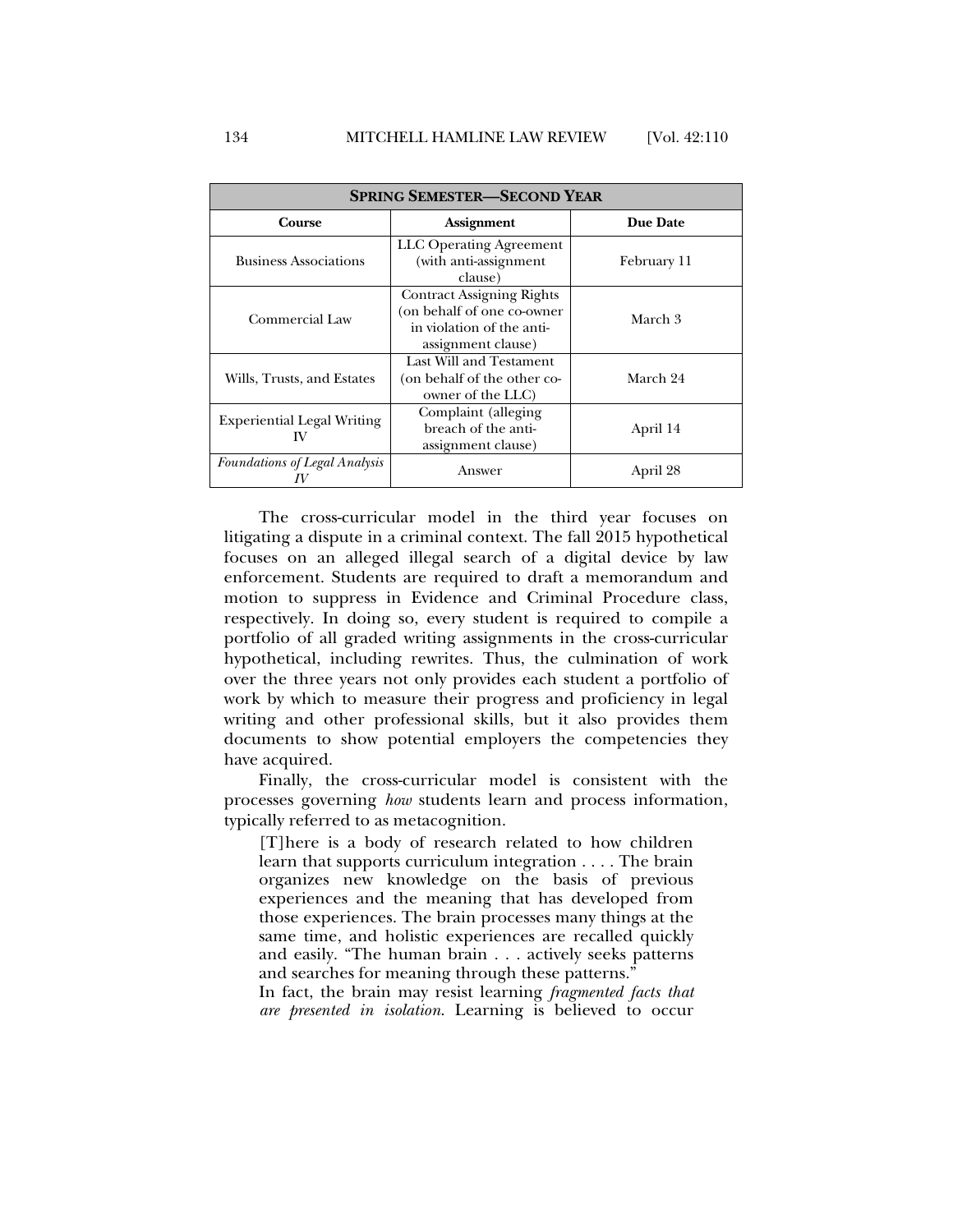| **SPRING SEMESTER—SECOND YEAR** | | |
|---|---|---|
| **Course** | **Assignment** | **Due Date** |
| Business Associations | LLC Operating Agreement (with anti-assignment clause) | February 11 |
| Commercial Law | Contract Assigning Rights (on behalf of one co-owner in violation of the anti-assignment clause) | March 3 |
| Wills, Trusts, and Estates | Last Will and Testament (on behalf of the other co-owner of the LLC) | March 24 |
| Experiential Legal Writing IV | Complaint (alleging breach of the anti-assignment clause) | April 14 |
| *Foundations of Legal Analysis IV* | Answer | April 28 |

The cross-curricular model in the third year focuses on litigating a dispute in a criminal context. The fall 2015 hypothetical focuses on an alleged illegal search of a digital device by law enforcement. Students are required to draft a memorandum and motion to suppress in Evidence and Criminal Procedure class, respectively. In doing so, every student is required to compile a portfolio of all graded writing assignments in the cross-curricular hypothetical, including rewrites. Thus, the culmination of work over the three years not only provides each student a portfolio of work by which to measure their progress and proficiency in legal writing and other professional skills, but it also provides them documents to show potential employers the competencies they have acquired.

Finally, the cross-curricular model is consistent with the processes governing *how* students learn and process information, typically referred to as metacognition.

> [T]here is a body of research related to how children learn that supports curriculum integration . . . . The brain organizes new knowledge on the basis of previous experiences and the meaning that has developed from those experiences. The brain processes many things at the same time, and holistic experiences are recalled quickly and easily. "The human brain . . . actively seeks patterns and searches for meaning through these patterns."
>
> In fact, the brain may resist learning *fragmented facts that are presented in isolation*. Learning is believed to occur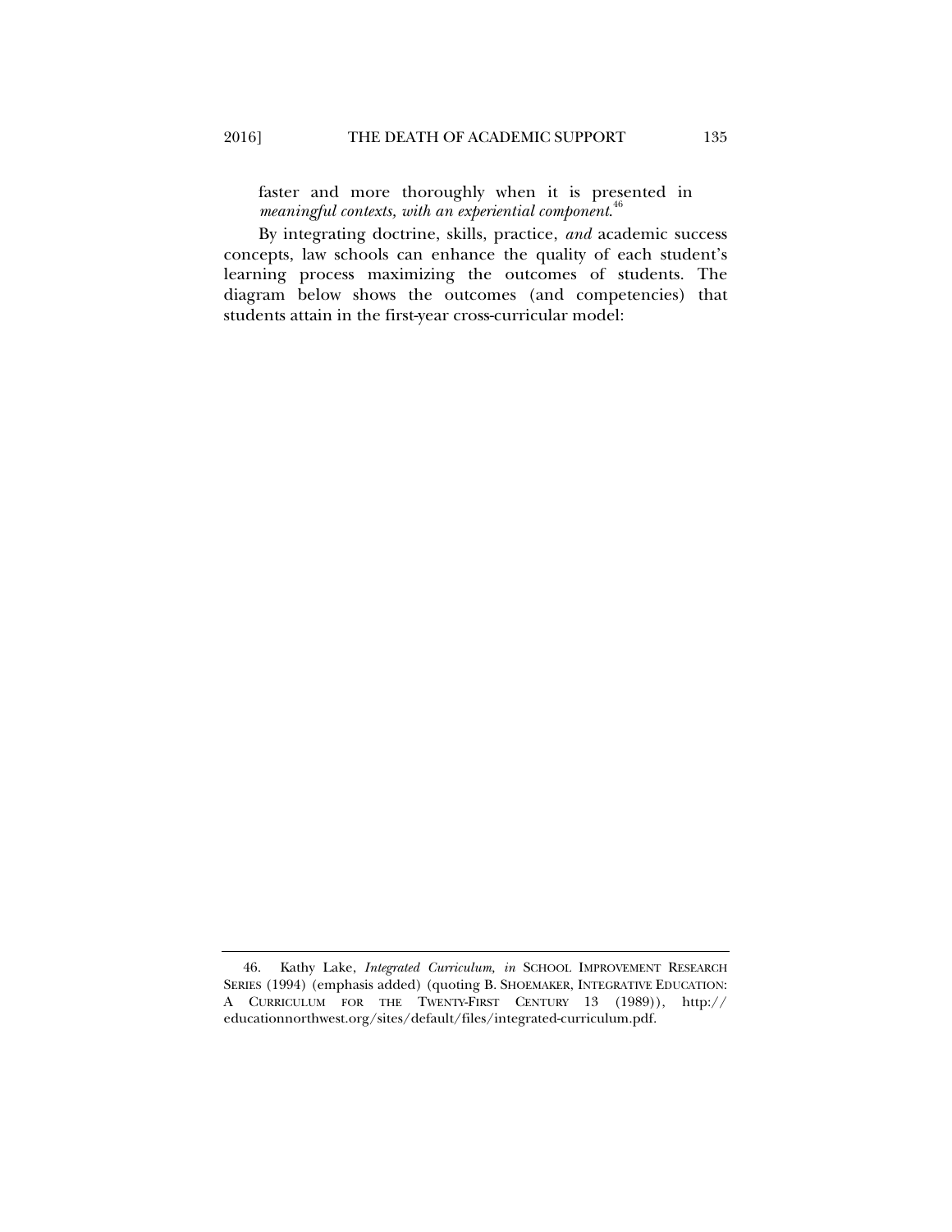faster and more thoroughly when it is presented in *meaningful contexts, with an experiential component*.[46]

By integrating doctrine, skills, practice, *and* academic success concepts, law schools can enhance the quality of each student's learning process maximizing the outcomes of students. The diagram below shows the outcomes (and competencies) that students attain in the first-year cross-curricular model:

---

46. Kathy Lake, *Integrated Curriculum*, *in* SCHOOL IMPROVEMENT RESEARCH SERIES (1994) (emphasis added) (quoting B. SHOEMAKER, INTEGRATIVE EDUCATION: A CURRICULUM FOR THE TWENTY-FIRST CENTURY 13 (1989)), http://educationnorthwest.org/sites/default/files/integrated-curriculum.pdf.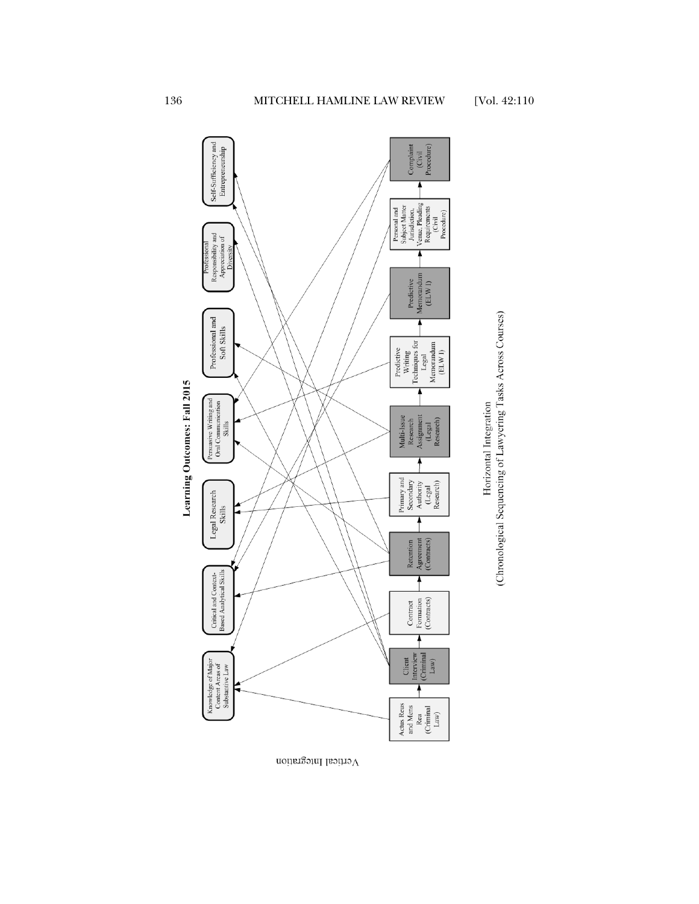**Learning Outcomes: Fall 2015**

Knowledge of Major Content Areas of Substantive Law

Critical and Context-Based Analytical Skills

Legal Research Skills

Persuasive Writing and Oral Communication Skills

Professional and Soft Skills

Professional Responsibility and Appreciation of Diversity

Self-Sufficiency and Entrepreneurship

Actus Reus and Mens Rea (Criminal Law)

Client Interview (Criminal Law)

Contract Formation (Contracts)

Retention Agreement (Contracts)

Primary and Secondary Authority (Legal Research)

Multi-Issue Research Assignment (Legal Research)

Predictive Writing Techniques for Legal Memorandum (ELW I)

Predictive Memorandum (ELW I)

Personal and Subject Matter Jurisdiction, Venue, Pleading Requirements (Civil Procedure)

Complaint (Civil Procedure)

Vertical Integration

Horizontal Integration
(Chronological Sequencing of Lawyering Tasks Across Courses)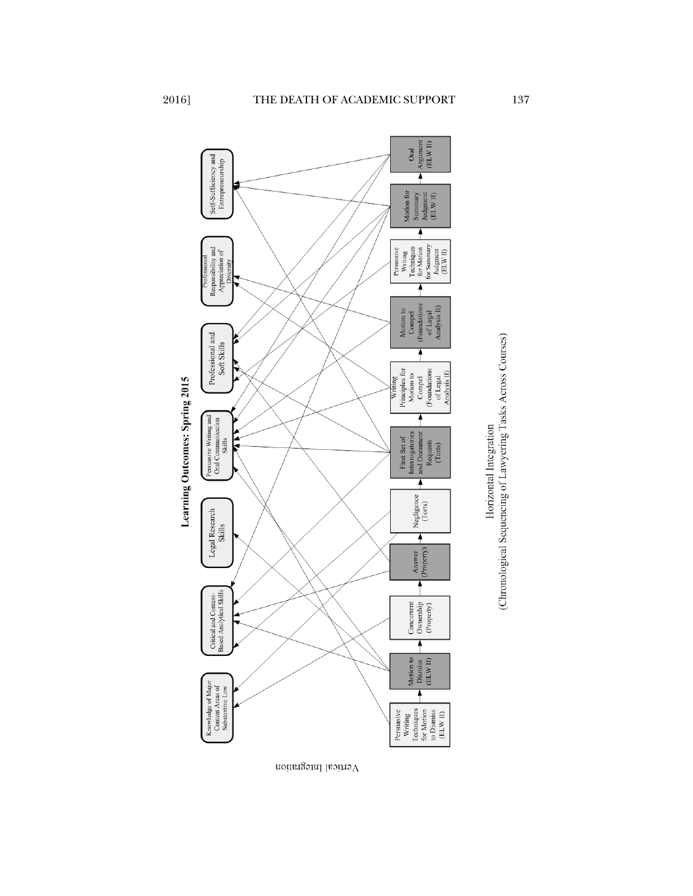**Learning Outcomes: Spring 2015**

Knowledge of Major Content Areas of Substantive Law

Critical and Context-Based Analytical Skills

Legal Research Skills

Persuasive Writing and Oral Communication Skills

Professional and Soft Skills

Professional Responsibility and Appreciation of Diversity

Self-Sufficiency and Entrepreneurship

Vertical Integration

Persuasive Writing Techniques for Motion to Dismiss (ELW II) → **Motion to Dismiss** (ELW II) → Concurrent Ownership (Property) → Answer (Property) → Negligence (Torts) → First Set of Interrogatories and Document Requests (Torts) → Writing Principles for Motion to Compel (Foundations of Legal Analysis II) → Motion to Compel (Foundations of Legal Analysis II) → Persuasive Writing Techniques for Motion for Summary Judgment (ELW II) → **Motion for** Summary Judgment (ELW II) → **Oral** Argument (ELW II)

Horizontal Integration
(Chronological Sequencing of Lawyering Tasks Across Courses)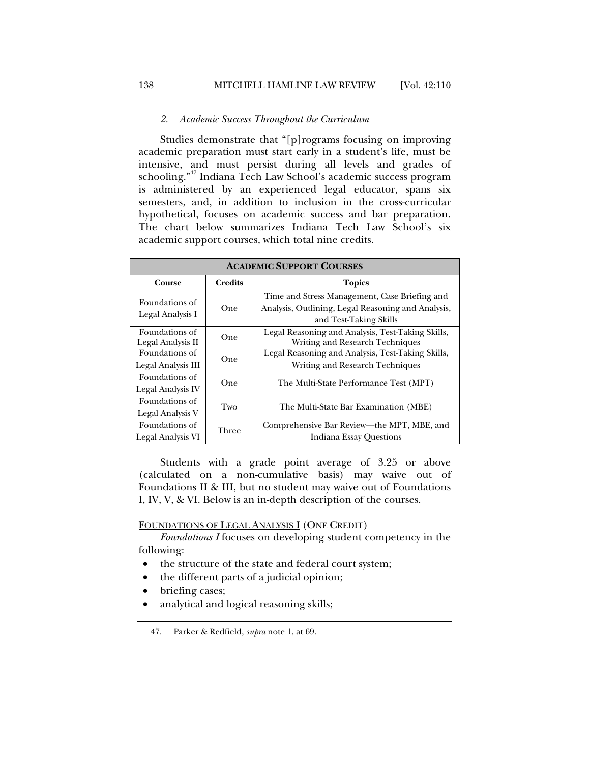### 2. *Academic Success Throughout the Curriculum*

Studies demonstrate that "[p]rograms focusing on improving academic preparation must start early in a student's life, must be intensive, and must persist during all levels and grades of schooling."[47] Indiana Tech Law School's academic success program is administered by an experienced legal educator, spans six semesters, and, in addition to inclusion in the cross-curricular hypothetical, focuses on academic success and bar preparation. The chart below summarizes Indiana Tech Law School's six academic support courses, which total nine credits.

| **ACADEMIC SUPPORT COURSES** | | |
|---|---|---|
| **Course** | **Credits** | **Topics** |
| Foundations of Legal Analysis I | One | Time and Stress Management, Case Briefing and Analysis, Outlining, Legal Reasoning and Analysis, and Test-Taking Skills |
| Foundations of Legal Analysis II | One | Legal Reasoning and Analysis, Test-Taking Skills, Writing and Research Techniques |
| Foundations of Legal Analysis III | One | Legal Reasoning and Analysis, Test-Taking Skills, Writing and Research Techniques |
| Foundations of Legal Analysis IV | One | The Multi-State Performance Test (MPT) |
| Foundations of Legal Analysis V | Two | The Multi-State Bar Examination (MBE) |
| Foundations of Legal Analysis VI | Three | Comprehensive Bar Review—the MPT, MBE, and Indiana Essay Questions |

Students with a grade point average of 3.25 or above (calculated on a non-cumulative basis) may waive out of Foundations II & III, but no student may waive out of Foundations I, IV, V, & VI. Below is an in-depth description of the courses.

<u>FOUNDATIONS OF LEGAL ANALYSIS I</u> (ONE CREDIT)

*Foundations I* focuses on developing student competency in the following:

- the structure of the state and federal court system;
- the different parts of a judicial opinion;
- briefing cases;
- analytical and logical reasoning skills;

47. Parker & Redfield, *supra* note 1, at 69.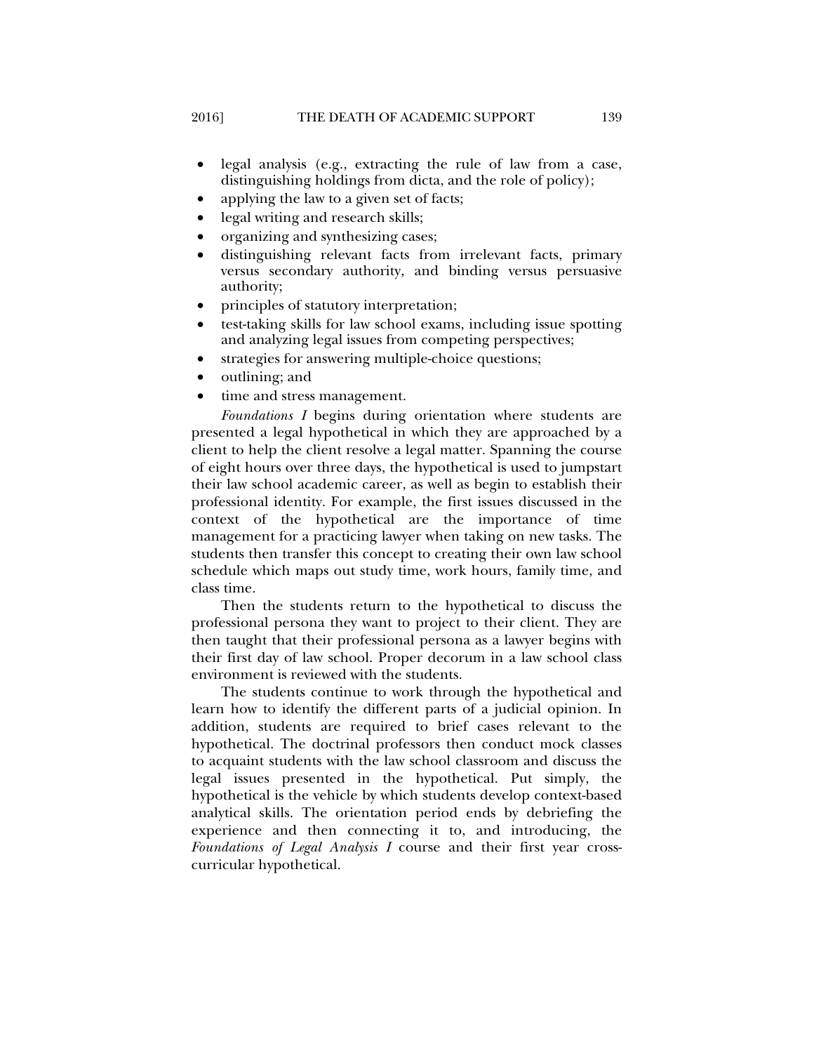- legal analysis (e.g., extracting the rule of law from a case, distinguishing holdings from dicta, and the role of policy);
- applying the law to a given set of facts;
- legal writing and research skills;
- organizing and synthesizing cases;
- distinguishing relevant facts from irrelevant facts, primary versus secondary authority, and binding versus persuasive authority;
- principles of statutory interpretation;
- test-taking skills for law school exams, including issue spotting and analyzing legal issues from competing perspectives;
- strategies for answering multiple-choice questions;
- outlining; and
- time and stress management.

*Foundations I* begins during orientation where students are presented a legal hypothetical in which they are approached by a client to help the client resolve a legal matter. Spanning the course of eight hours over three days, the hypothetical is used to jumpstart their law school academic career, as well as begin to establish their professional identity. For example, the first issues discussed in the context of the hypothetical are the importance of time management for a practicing lawyer when taking on new tasks. The students then transfer this concept to creating their own law school schedule which maps out study time, work hours, family time, and class time.

Then the students return to the hypothetical to discuss the professional persona they want to project to their client. They are then taught that their professional persona as a lawyer begins with their first day of law school. Proper decorum in a law school class environment is reviewed with the students.

The students continue to work through the hypothetical and learn how to identify the different parts of a judicial opinion. In addition, students are required to brief cases relevant to the hypothetical. The doctrinal professors then conduct mock classes to acquaint students with the law school classroom and discuss the legal issues presented in the hypothetical. Put simply, the hypothetical is the vehicle by which students develop context-based analytical skills. The orientation period ends by debriefing the experience and then connecting it to, and introducing, the *Foundations of Legal Analysis I* course and their first year cross-curricular hypothetical.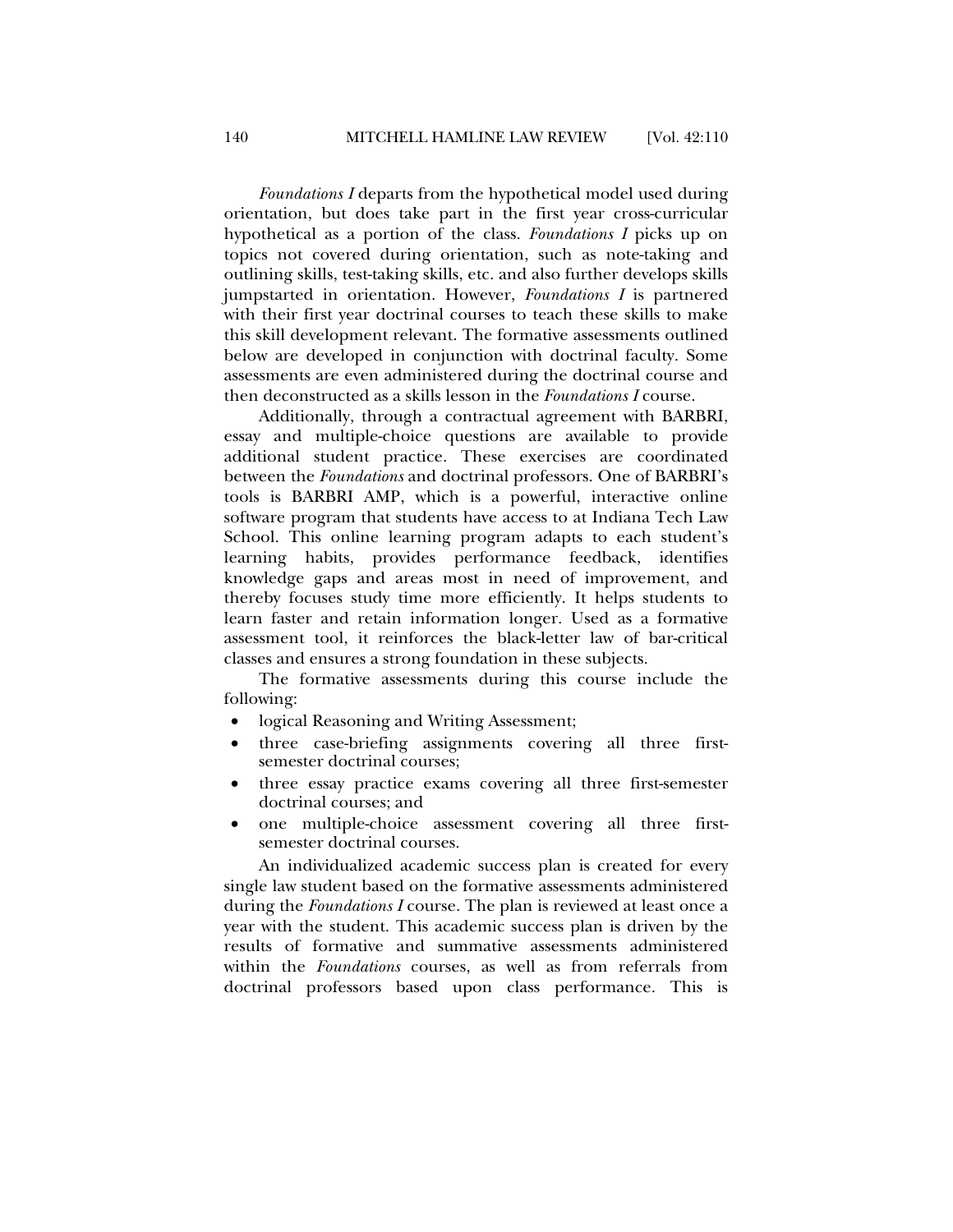*Foundations I* departs from the hypothetical model used during orientation, but does take part in the first year cross-curricular hypothetical as a portion of the class. *Foundations I* picks up on topics not covered during orientation, such as note-taking and outlining skills, test-taking skills, etc. and also further develops skills jumpstarted in orientation. However, *Foundations I* is partnered with their first year doctrinal courses to teach these skills to make this skill development relevant. The formative assessments outlined below are developed in conjunction with doctrinal faculty. Some assessments are even administered during the doctrinal course and then deconstructed as a skills lesson in the *Foundations I* course.

Additionally, through a contractual agreement with BARBRI, essay and multiple-choice questions are available to provide additional student practice. These exercises are coordinated between the *Foundations* and doctrinal professors. One of BARBRI's tools is BARBRI AMP, which is a powerful, interactive online software program that students have access to at Indiana Tech Law School. This online learning program adapts to each student's learning habits, provides performance feedback, identifies knowledge gaps and areas most in need of improvement, and thereby focuses study time more efficiently. It helps students to learn faster and retain information longer. Used as a formative assessment tool, it reinforces the black-letter law of bar-critical classes and ensures a strong foundation in these subjects.

The formative assessments during this course include the following:

- logical Reasoning and Writing Assessment;
- three case-briefing assignments covering all three first-semester doctrinal courses;
- three essay practice exams covering all three first-semester doctrinal courses; and
- one multiple-choice assessment covering all three first-semester doctrinal courses.

An individualized academic success plan is created for every single law student based on the formative assessments administered during the *Foundations I* course. The plan is reviewed at least once a year with the student. This academic success plan is driven by the results of formative and summative assessments administered within the *Foundations* courses, as well as from referrals from doctrinal professors based upon class performance. This is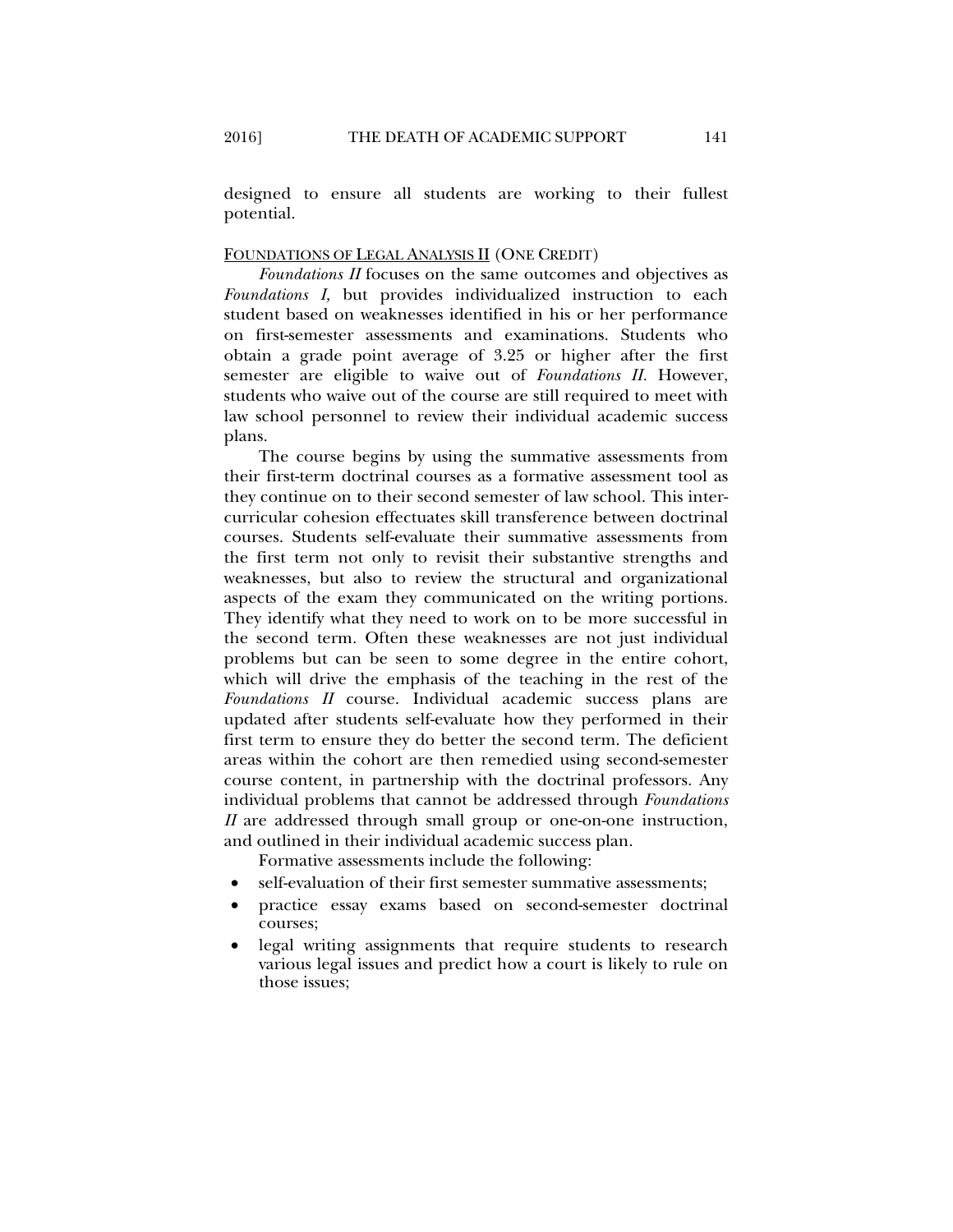designed to ensure all students are working to their fullest potential.

FOUNDATIONS OF LEGAL ANALYSIS II (ONE CREDIT)

*Foundations II* focuses on the same outcomes and objectives as *Foundations I,* but provides individualized instruction to each student based on weaknesses identified in his or her performance on first-semester assessments and examinations. Students who obtain a grade point average of 3.25 or higher after the first semester are eligible to waive out of *Foundations II*. However, students who waive out of the course are still required to meet with law school personnel to review their individual academic success plans.

The course begins by using the summative assessments from their first-term doctrinal courses as a formative assessment tool as they continue on to their second semester of law school. This inter-curricular cohesion effectuates skill transference between doctrinal courses. Students self-evaluate their summative assessments from the first term not only to revisit their substantive strengths and weaknesses, but also to review the structural and organizational aspects of the exam they communicated on the writing portions. They identify what they need to work on to be more successful in the second term. Often these weaknesses are not just individual problems but can be seen to some degree in the entire cohort, which will drive the emphasis of the teaching in the rest of the *Foundations II* course. Individual academic success plans are updated after students self-evaluate how they performed in their first term to ensure they do better the second term. The deficient areas within the cohort are then remedied using second-semester course content, in partnership with the doctrinal professors. Any individual problems that cannot be addressed through *Foundations II* are addressed through small group or one-on-one instruction, and outlined in their individual academic success plan.

Formative assessments include the following:

- self-evaluation of their first semester summative assessments;
- practice essay exams based on second-semester doctrinal courses;
- legal writing assignments that require students to research various legal issues and predict how a court is likely to rule on those issues;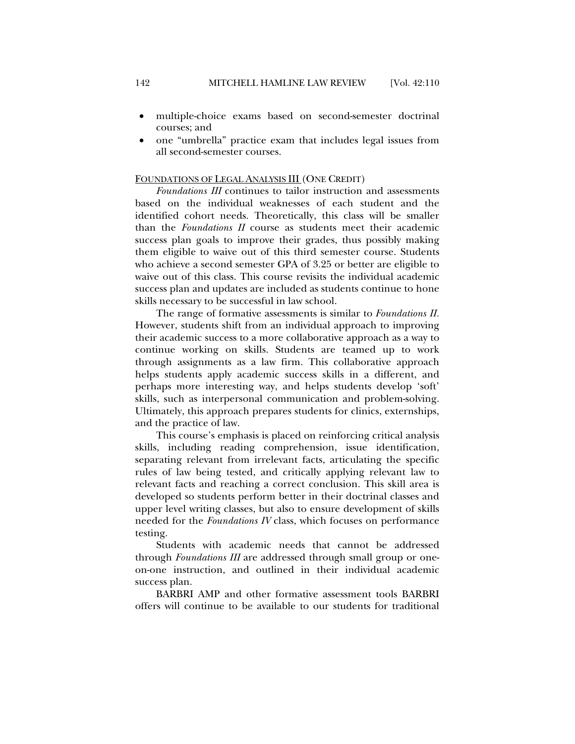- multiple-choice exams based on second-semester doctrinal courses; and
- one "umbrella" practice exam that includes legal issues from all second-semester courses.

<u>FOUNDATIONS OF LEGAL ANALYSIS III</u> (ONE CREDIT)

*Foundations III* continues to tailor instruction and assessments based on the individual weaknesses of each student and the identified cohort needs. Theoretically, this class will be smaller than the *Foundations II* course as students meet their academic success plan goals to improve their grades, thus possibly making them eligible to waive out of this third semester course. Students who achieve a second semester GPA of 3.25 or better are eligible to waive out of this class. This course revisits the individual academic success plan and updates are included as students continue to hone skills necessary to be successful in law school.

The range of formative assessments is similar to *Foundations II*. However, students shift from an individual approach to improving their academic success to a more collaborative approach as a way to continue working on skills. Students are teamed up to work through assignments as a law firm. This collaborative approach helps students apply academic success skills in a different, and perhaps more interesting way, and helps students develop 'soft' skills, such as interpersonal communication and problem-solving. Ultimately, this approach prepares students for clinics, externships, and the practice of law.

This course's emphasis is placed on reinforcing critical analysis skills, including reading comprehension, issue identification, separating relevant from irrelevant facts, articulating the specific rules of law being tested, and critically applying relevant law to relevant facts and reaching a correct conclusion. This skill area is developed so students perform better in their doctrinal classes and upper level writing classes, but also to ensure development of skills needed for the *Foundations IV* class, which focuses on performance testing.

Students with academic needs that cannot be addressed through *Foundations III* are addressed through small group or one-on-one instruction, and outlined in their individual academic success plan.

BARBRI AMP and other formative assessment tools BARBRI offers will continue to be available to our students for traditional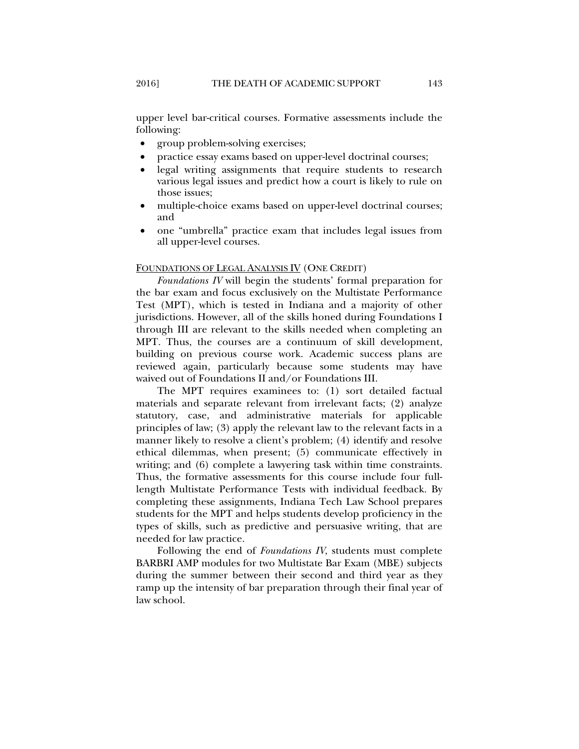upper level bar-critical courses. Formative assessments include the following:

- group problem-solving exercises;
- practice essay exams based on upper-level doctrinal courses;
- legal writing assignments that require students to research various legal issues and predict how a court is likely to rule on those issues;
- multiple-choice exams based on upper-level doctrinal courses; and
- one "umbrella" practice exam that includes legal issues from all upper-level courses.

<u>FOUNDATIONS OF LEGAL ANALYSIS IV</u> (ONE CREDIT)

*Foundations IV* will begin the students' formal preparation for the bar exam and focus exclusively on the Multistate Performance Test (MPT), which is tested in Indiana and a majority of other jurisdictions. However, all of the skills honed during Foundations I through III are relevant to the skills needed when completing an MPT. Thus, the courses are a continuum of skill development, building on previous course work. Academic success plans are reviewed again, particularly because some students may have waived out of Foundations II and/or Foundations III.

The MPT requires examinees to: (1) sort detailed factual materials and separate relevant from irrelevant facts; (2) analyze statutory, case, and administrative materials for applicable principles of law; (3) apply the relevant law to the relevant facts in a manner likely to resolve a client's problem; (4) identify and resolve ethical dilemmas, when present; (5) communicate effectively in writing; and (6) complete a lawyering task within time constraints. Thus, the formative assessments for this course include four full-length Multistate Performance Tests with individual feedback. By completing these assignments, Indiana Tech Law School prepares students for the MPT and helps students develop proficiency in the types of skills, such as predictive and persuasive writing, that are needed for law practice.

Following the end of *Foundations IV*, students must complete BARBRI AMP modules for two Multistate Bar Exam (MBE) subjects during the summer between their second and third year as they ramp up the intensity of bar preparation through their final year of law school.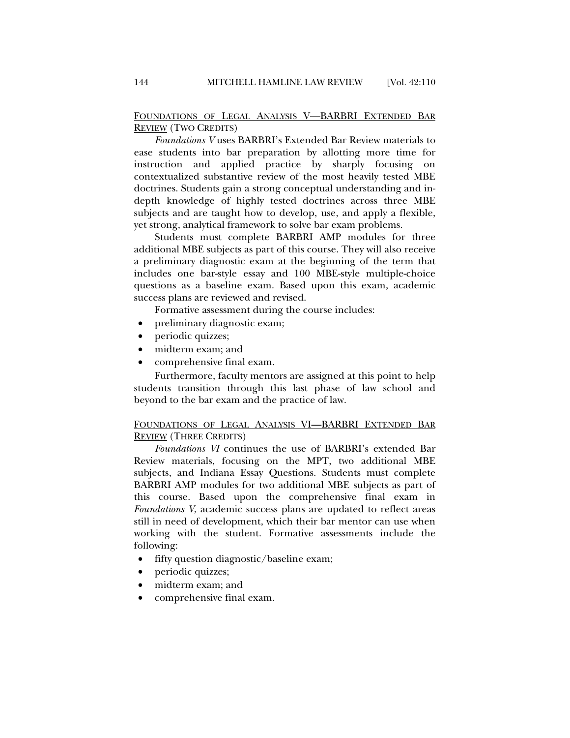FOUNDATIONS OF LEGAL ANALYSIS V—BARBRI EXTENDED BAR REVIEW (TWO CREDITS)

*Foundations V* uses BARBRI's Extended Bar Review materials to ease students into bar preparation by allotting more time for instruction and applied practice by sharply focusing on contextualized substantive review of the most heavily tested MBE doctrines. Students gain a strong conceptual understanding and in-depth knowledge of highly tested doctrines across three MBE subjects and are taught how to develop, use, and apply a flexible, yet strong, analytical framework to solve bar exam problems.

Students must complete BARBRI AMP modules for three additional MBE subjects as part of this course. They will also receive a preliminary diagnostic exam at the beginning of the term that includes one bar-style essay and 100 MBE-style multiple-choice questions as a baseline exam. Based upon this exam, academic success plans are reviewed and revised.

Formative assessment during the course includes:

- preliminary diagnostic exam;
- periodic quizzes;
- midterm exam; and
- comprehensive final exam.

Furthermore, faculty mentors are assigned at this point to help students transition through this last phase of law school and beyond to the bar exam and the practice of law.

FOUNDATIONS OF LEGAL ANALYSIS VI—BARBRI EXTENDED BAR REVIEW (THREE CREDITS)

*Foundations VI* continues the use of BARBRI's extended Bar Review materials, focusing on the MPT, two additional MBE subjects, and Indiana Essay Questions. Students must complete BARBRI AMP modules for two additional MBE subjects as part of this course. Based upon the comprehensive final exam in *Foundations V*, academic success plans are updated to reflect areas still in need of development, which their bar mentor can use when working with the student. Formative assessments include the following:

- fifty question diagnostic/baseline exam;
- periodic quizzes;
- midterm exam; and
- comprehensive final exam.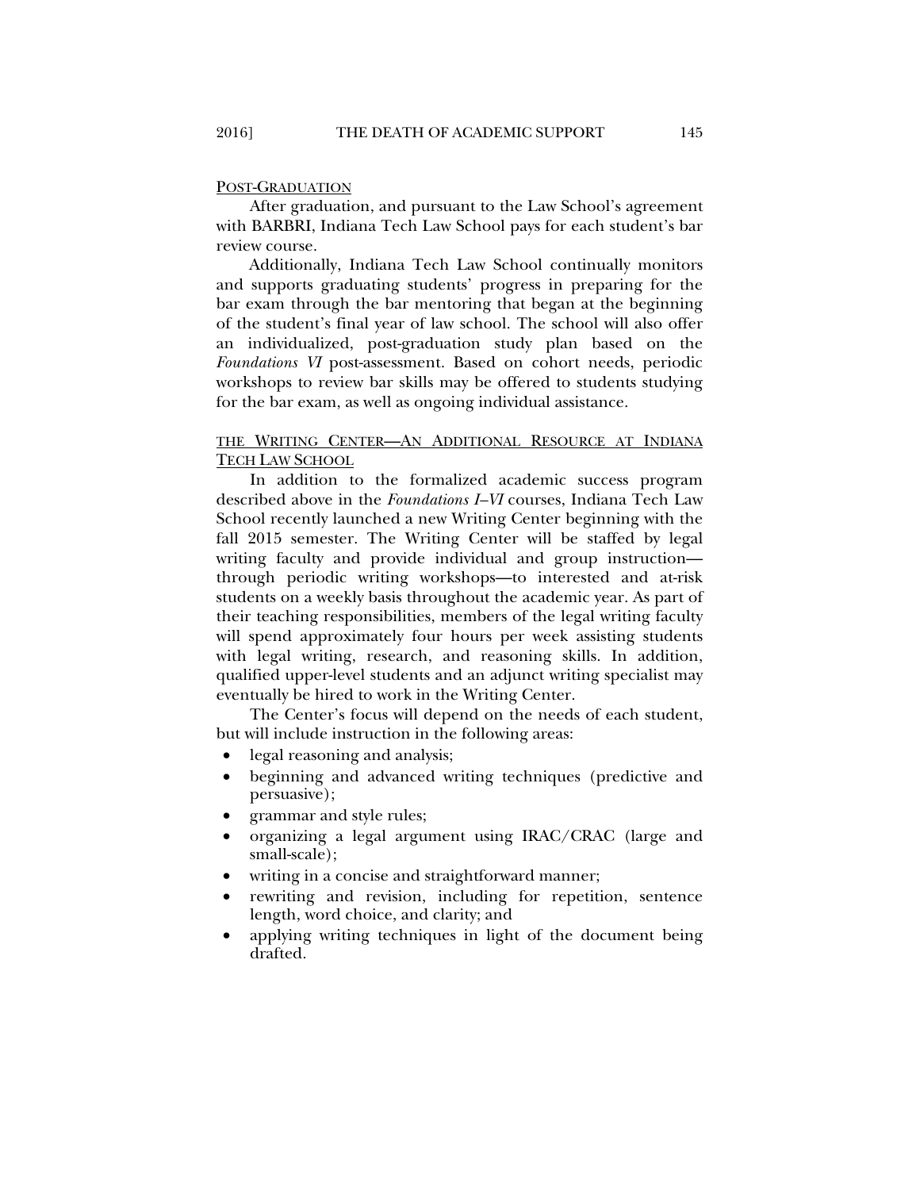## POST-GRADUATION

After graduation, and pursuant to the Law School's agreement with BARBRI, Indiana Tech Law School pays for each student's bar review course.

Additionally, Indiana Tech Law School continually monitors and supports graduating students' progress in preparing for the bar exam through the bar mentoring that began at the beginning of the student's final year of law school. The school will also offer an individualized, post-graduation study plan based on the *Foundations VI* post-assessment. Based on cohort needs, periodic workshops to review bar skills may be offered to students studying for the bar exam, as well as ongoing individual assistance.

## THE WRITING CENTER—AN ADDITIONAL RESOURCE AT INDIANA TECH LAW SCHOOL

In addition to the formalized academic success program described above in the *Foundations I–VI* courses, Indiana Tech Law School recently launched a new Writing Center beginning with the fall 2015 semester. The Writing Center will be staffed by legal writing faculty and provide individual and group instruction—through periodic writing workshops—to interested and at-risk students on a weekly basis throughout the academic year. As part of their teaching responsibilities, members of the legal writing faculty will spend approximately four hours per week assisting students with legal writing, research, and reasoning skills. In addition, qualified upper-level students and an adjunct writing specialist may eventually be hired to work in the Writing Center.

The Center's focus will depend on the needs of each student, but will include instruction in the following areas:

- legal reasoning and analysis;
- beginning and advanced writing techniques (predictive and persuasive);
- grammar and style rules;
- organizing a legal argument using IRAC/CRAC (large and small-scale);
- writing in a concise and straightforward manner;
- rewriting and revision, including for repetition, sentence length, word choice, and clarity; and
- applying writing techniques in light of the document being drafted.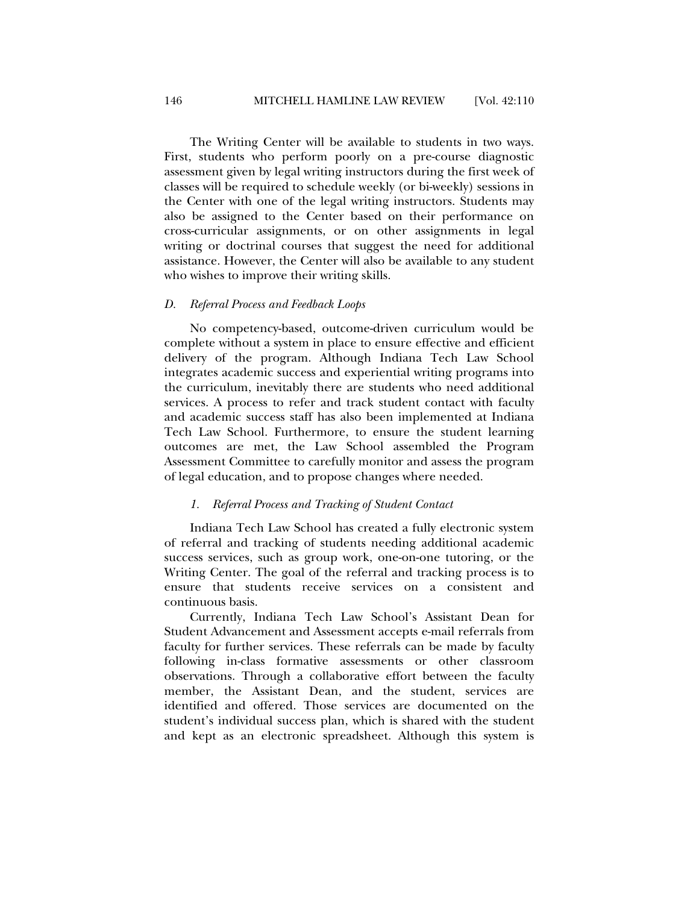The Writing Center will be available to students in two ways. First, students who perform poorly on a pre-course diagnostic assessment given by legal writing instructors during the first week of classes will be required to schedule weekly (or bi-weekly) sessions in the Center with one of the legal writing instructors. Students may also be assigned to the Center based on their performance on cross-curricular assignments, or on other assignments in legal writing or doctrinal courses that suggest the need for additional assistance. However, the Center will also be available to any student who wishes to improve their writing skills.

### *D. Referral Process and Feedback Loops*

No competency-based, outcome-driven curriculum would be complete without a system in place to ensure effective and efficient delivery of the program. Although Indiana Tech Law School integrates academic success and experiential writing programs into the curriculum, inevitably there are students who need additional services. A process to refer and track student contact with faculty and academic success staff has also been implemented at Indiana Tech Law School. Furthermore, to ensure the student learning outcomes are met, the Law School assembled the Program Assessment Committee to carefully monitor and assess the program of legal education, and to propose changes where needed.

#### *1. Referral Process and Tracking of Student Contact*

Indiana Tech Law School has created a fully electronic system of referral and tracking of students needing additional academic success services, such as group work, one-on-one tutoring, or the Writing Center. The goal of the referral and tracking process is to ensure that students receive services on a consistent and continuous basis.

Currently, Indiana Tech Law School's Assistant Dean for Student Advancement and Assessment accepts e-mail referrals from faculty for further services. These referrals can be made by faculty following in-class formative assessments or other classroom observations. Through a collaborative effort between the faculty member, the Assistant Dean, and the student, services are identified and offered. Those services are documented on the student's individual success plan, which is shared with the student and kept as an electronic spreadsheet. Although this system is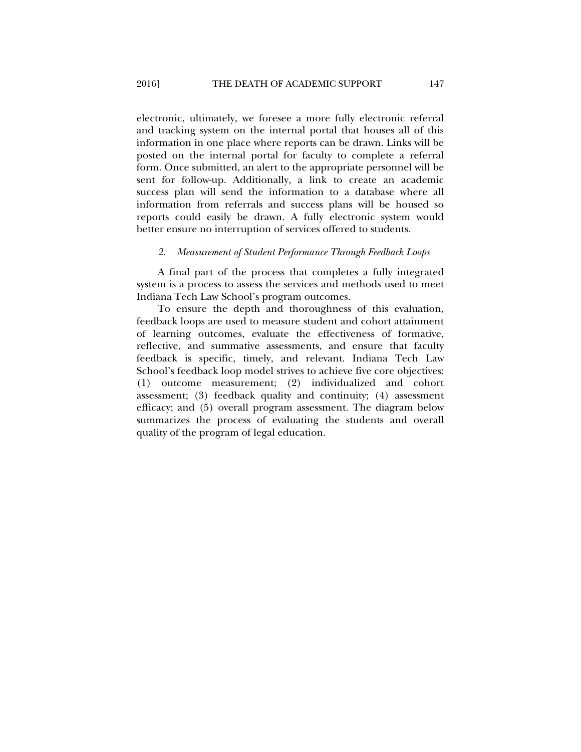electronic, ultimately, we foresee a more fully electronic referral and tracking system on the internal portal that houses all of this information in one place where reports can be drawn. Links will be posted on the internal portal for faculty to complete a referral form. Once submitted, an alert to the appropriate personnel will be sent for follow-up. Additionally, a link to create an academic success plan will send the information to a database where all information from referrals and success plans will be housed so reports could easily be drawn. A fully electronic system would better ensure no interruption of services offered to students.

#### *2. Measurement of Student Performance Through Feedback Loops*

A final part of the process that completes a fully integrated system is a process to assess the services and methods used to meet Indiana Tech Law School's program outcomes.

To ensure the depth and thoroughness of this evaluation, feedback loops are used to measure student and cohort attainment of learning outcomes, evaluate the effectiveness of formative, reflective, and summative assessments, and ensure that faculty feedback is specific, timely, and relevant. Indiana Tech Law School's feedback loop model strives to achieve five core objectives: (1) outcome measurement; (2) individualized and cohort assessment; (3) feedback quality and continuity; (4) assessment efficacy; and (5) overall program assessment. The diagram below summarizes the process of evaluating the students and overall quality of the program of legal education.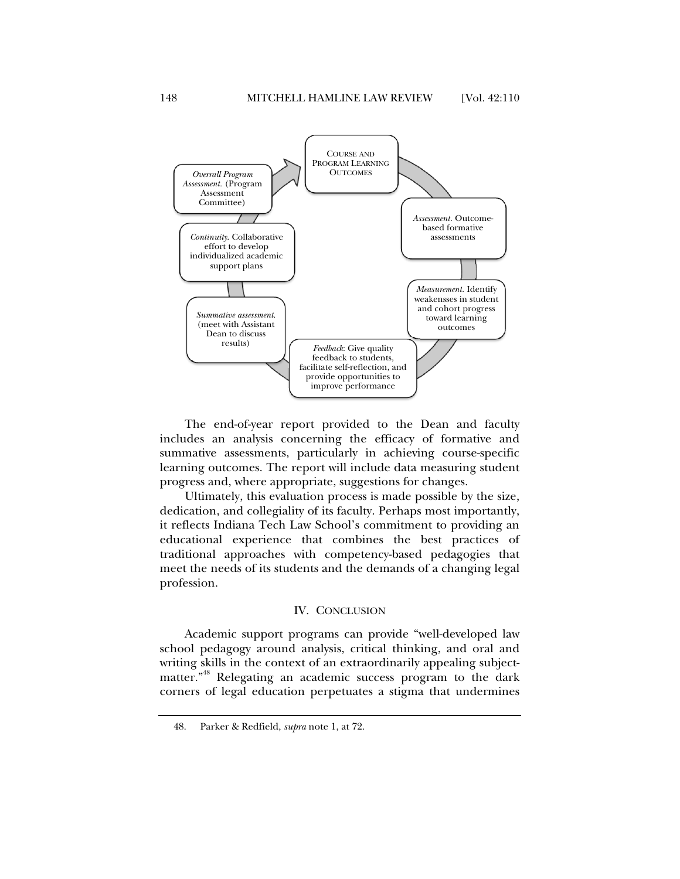COURSE AND PROGRAM LEARNING OUTCOMES

*Assessment.* Outcome-based formative assessments

*Measurement.* Identify weakensses in student and cohort progress toward learning outcomes

*Feedback*: Give quality feedback to students, facilitate self-reflection, and provide opportunities to improve performance

*Summative assessment.* (meet with Assistant Dean to discuss results)

*Continuity.* Collaborative effort to develop individualized academic support plans

*Overall Program Assessment.* (Program Assessment Committee)

The end-of-year report provided to the Dean and faculty includes an analysis concerning the efficacy of formative and summative assessments, particularly in achieving course-specific learning outcomes. The report will include data measuring student progress and, where appropriate, suggestions for changes.

Ultimately, this evaluation process is made possible by the size, dedication, and collegiality of its faculty. Perhaps most importantly, it reflects Indiana Tech Law School's commitment to providing an educational experience that combines the best practices of traditional approaches with competency-based pedagogies that meet the needs of its students and the demands of a changing legal profession.

## IV. CONCLUSION

Academic support programs can provide "well-developed law school pedagogy around analysis, critical thinking, and oral and writing skills in the context of an extraordinarily appealing subject-matter."[48] Relegating an academic success program to the dark corners of legal education perpetuates a stigma that undermines

---

48. Parker & Redfield, *supra* note 1, at 72.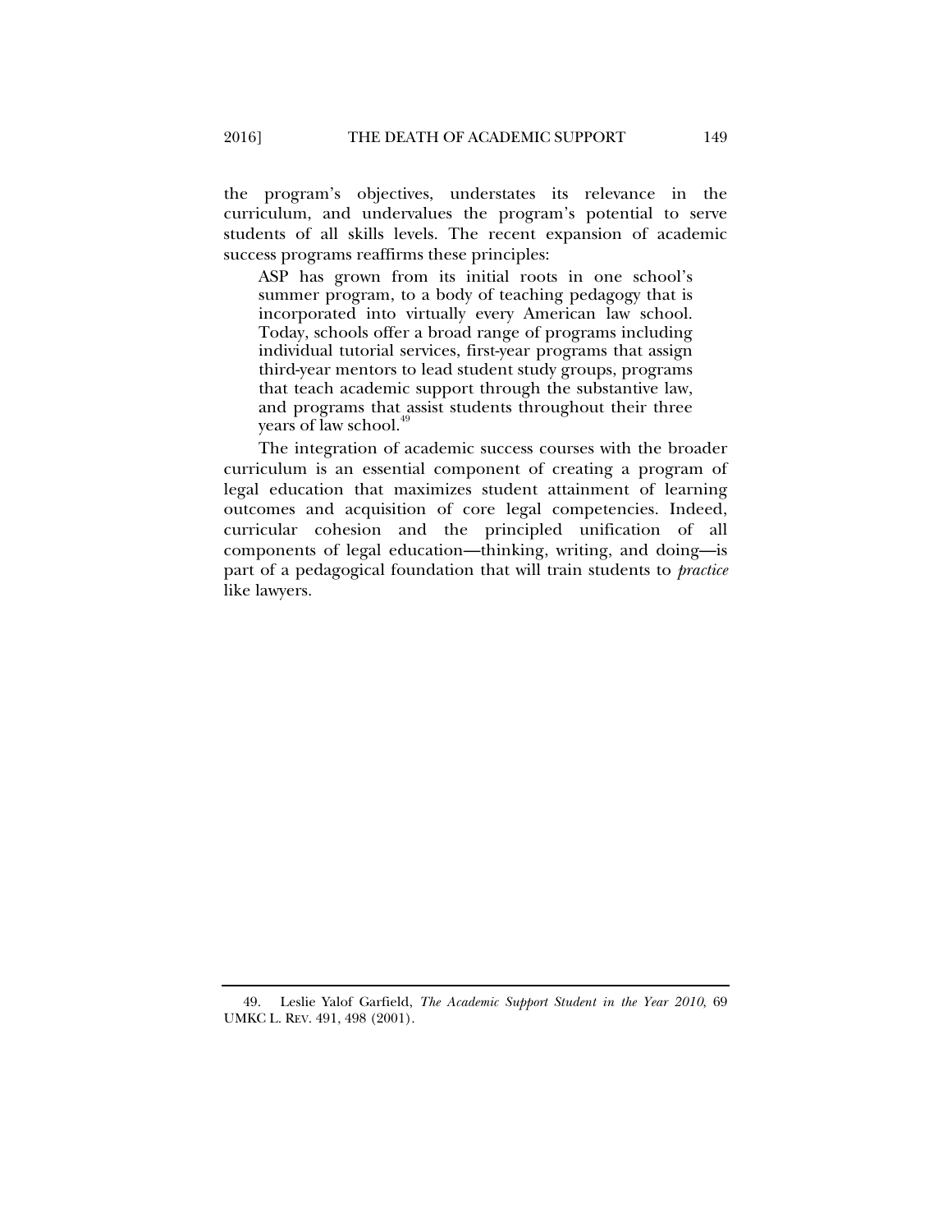the program's objectives, understates its relevance in the curriculum, and undervalues the program's potential to serve students of all skills levels. The recent expansion of academic success programs reaffirms these principles:

> ASP has grown from its initial roots in one school's summer program, to a body of teaching pedagogy that is incorporated into virtually every American law school. Today, schools offer a broad range of programs including individual tutorial services, first-year programs that assign third-year mentors to lead student study groups, programs that teach academic support through the substantive law, and programs that assist students throughout their three years of law school.[49]

The integration of academic success courses with the broader curriculum is an essential component of creating a program of legal education that maximizes student attainment of learning outcomes and acquisition of core legal competencies. Indeed, curricular cohesion and the principled unification of all components of legal education—thinking, writing, and doing—is part of a pedagogical foundation that will train students to *practice* like lawyers.

---

49. Leslie Yalof Garfield, *The Academic Support Student in the Year 2010*, 69 UMKC L. REV. 491, 498 (2001).